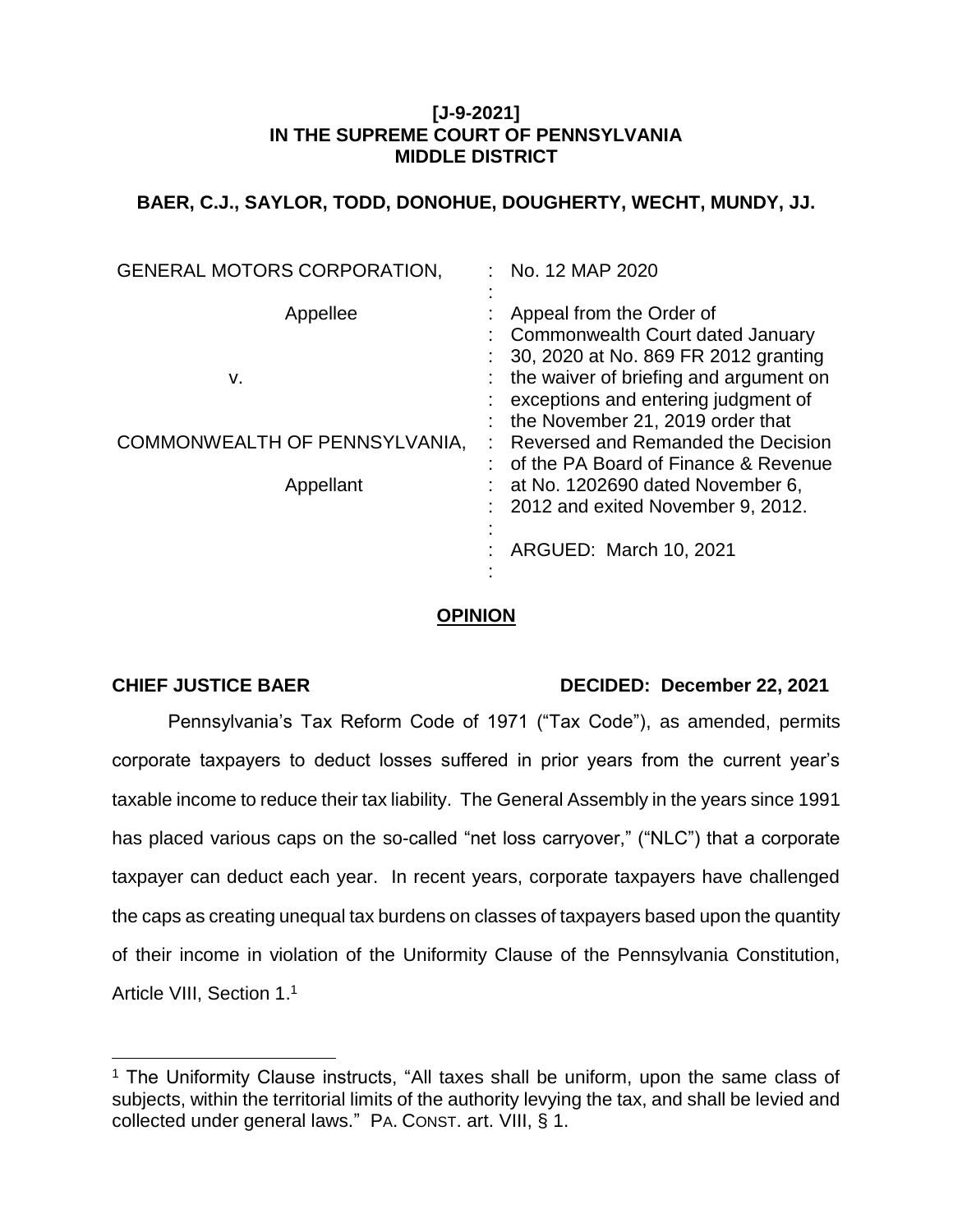**[J-9-2021]**
**IN THE SUPREME COURT OF PENNSYLVANIA**
**MIDDLE DISTRICT**

**BAER, C.J., SAYLOR, TODD, DONOHUE, DOUGHERTY, WECHT, MUNDY, JJ.**

| | | |
|---|---|---|
| GENERAL MOTORS CORPORATION, | : | No. 12 MAP 2020 |
| Appellee | : | Appeal from the Order of Commonwealth Court dated January 30, 2020 at No. 869 FR 2012 granting the waiver of briefing and argument on exceptions and entering judgment of the November 21, 2019 order that Reversed and Remanded the Decision of the PA Board of Finance & Revenue at No. 1202690 dated November 6, 2012 and exited November 9, 2012. |
| v. | : | |
| COMMONWEALTH OF PENNSYLVANIA, | : | |
| Appellant | : | ARGUED: March 10, 2021 |

**OPINION**

**CHIEF JUSTICE BAER** **DECIDED: December 22, 2021**

Pennsylvania's Tax Reform Code of 1971 ("Tax Code"), as amended, permits corporate taxpayers to deduct losses suffered in prior years from the current year's taxable income to reduce their tax liability. The General Assembly in the years since 1991 has placed various caps on the so-called "net loss carryover," ("NLC") that a corporate taxpayer can deduct each year. In recent years, corporate taxpayers have challenged the caps as creating unequal tax burdens on classes of taxpayers based upon the quantity of their income in violation of the Uniformity Clause of the Pennsylvania Constitution, Article VIII, Section 1.[1]

[1] The Uniformity Clause instructs, "All taxes shall be uniform, upon the same class of subjects, within the territorial limits of the authority levying the tax, and shall be levied and collected under general laws." PA. CONST. art. VIII, § 1.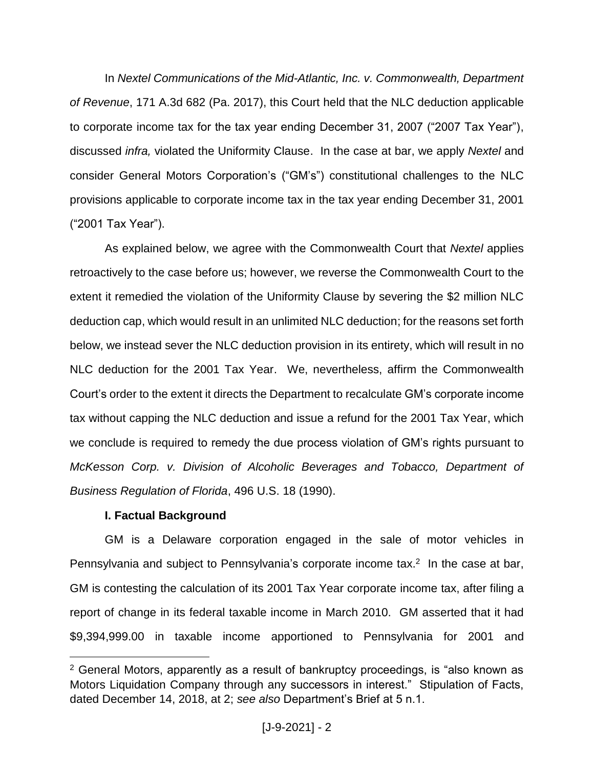In *Nextel Communications of the Mid-Atlantic, Inc. v. Commonwealth, Department of Revenue*, 171 A.3d 682 (Pa. 2017), this Court held that the NLC deduction applicable to corporate income tax for the tax year ending December 31, 2007 ("2007 Tax Year"), discussed *infra,* violated the Uniformity Clause. In the case at bar, we apply *Nextel* and consider General Motors Corporation's ("GM's") constitutional challenges to the NLC provisions applicable to corporate income tax in the tax year ending December 31, 2001 ("2001 Tax Year").

As explained below, we agree with the Commonwealth Court that *Nextel* applies retroactively to the case before us; however, we reverse the Commonwealth Court to the extent it remedied the violation of the Uniformity Clause by severing the $2 million NLC deduction cap, which would result in an unlimited NLC deduction; for the reasons set forth below, we instead sever the NLC deduction provision in its entirety, which will result in no NLC deduction for the 2001 Tax Year. We, nevertheless, affirm the Commonwealth Court's order to the extent it directs the Department to recalculate GM's corporate income tax without capping the NLC deduction and issue a refund for the 2001 Tax Year, which we conclude is required to remedy the due process violation of GM's rights pursuant to *McKesson Corp. v. Division of Alcoholic Beverages and Tobacco, Department of Business Regulation of Florida*, 496 U.S. 18 (1990).

**I. Factual Background**

GM is a Delaware corporation engaged in the sale of motor vehicles in Pennsylvania and subject to Pennsylvania's corporate income tax.[2] In the case at bar, GM is contesting the calculation of its 2001 Tax Year corporate income tax, after filing a report of change in its federal taxable income in March 2010. GM asserted that it had $9,394,999.00 in taxable income apportioned to Pennsylvania for 2001 and

[2] General Motors, apparently as a result of bankruptcy proceedings, is "also known as Motors Liquidation Company through any successors in interest." Stipulation of Facts, dated December 14, 2018, at 2; *see also* Department's Brief at 5 n.1.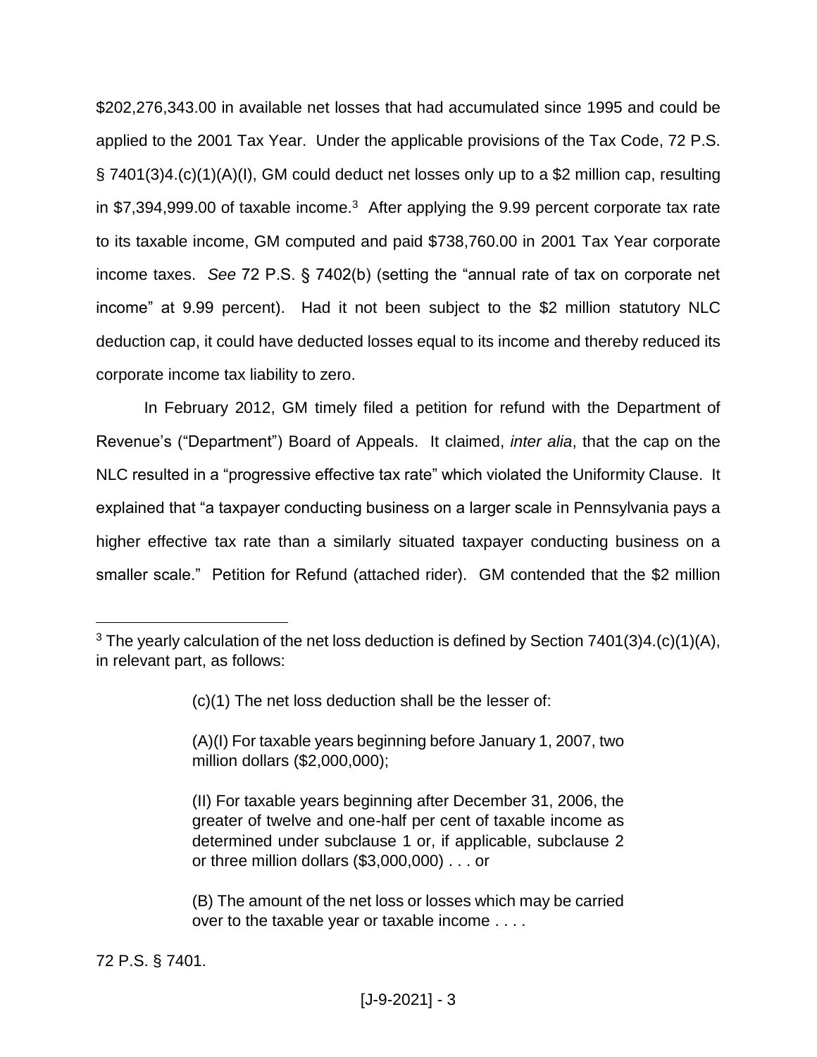$202,276,343.00 in available net losses that had accumulated since 1995 and could be applied to the 2001 Tax Year. Under the applicable provisions of the Tax Code, 72 P.S. § 7401(3)4.(c)(1)(A)(I), GM could deduct net losses only up to a $2 million cap, resulting in $7,394,999.00 of taxable income.[3] After applying the 9.99 percent corporate tax rate to its taxable income, GM computed and paid $738,760.00 in 2001 Tax Year corporate income taxes. *See* 72 P.S. § 7402(b) (setting the "annual rate of tax on corporate net income" at 9.99 percent). Had it not been subject to the $2 million statutory NLC deduction cap, it could have deducted losses equal to its income and thereby reduced its corporate income tax liability to zero.

In February 2012, GM timely filed a petition for refund with the Department of Revenue's ("Department") Board of Appeals. It claimed, *inter alia*, that the cap on the NLC resulted in a "progressive effective tax rate" which violated the Uniformity Clause. It explained that "a taxpayer conducting business on a larger scale in Pennsylvania pays a higher effective tax rate than a similarly situated taxpayer conducting business on a smaller scale." Petition for Refund (attached rider). GM contended that the $2 million

---

[3] The yearly calculation of the net loss deduction is defined by Section 7401(3)4.(c)(1)(A), in relevant part, as follows:

> (c)(1) The net loss deduction shall be the lesser of:
>
> (A)(I) For taxable years beginning before January 1, 2007, two million dollars ($2,000,000);
>
> (II) For taxable years beginning after December 31, 2006, the greater of twelve and one-half per cent of taxable income as determined under subclause 1 or, if applicable, subclause 2 or three million dollars ($3,000,000) . . . or
>
> (B) The amount of the net loss or losses which may be carried over to the taxable year or taxable income . . . .

72 P.S. § 7401.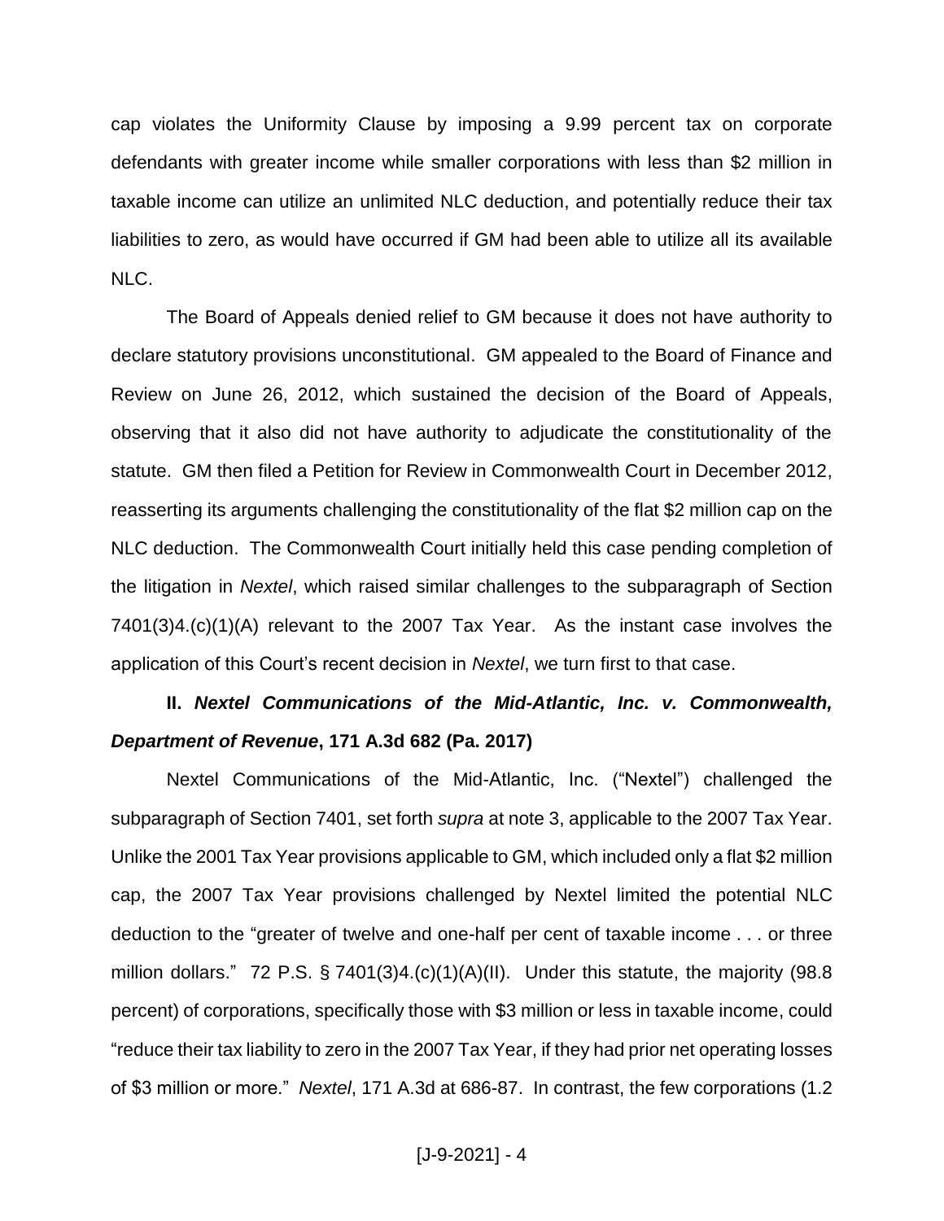cap violates the Uniformity Clause by imposing a 9.99 percent tax on corporate defendants with greater income while smaller corporations with less than $2 million in taxable income can utilize an unlimited NLC deduction, and potentially reduce their tax liabilities to zero, as would have occurred if GM had been able to utilize all its available NLC.

The Board of Appeals denied relief to GM because it does not have authority to declare statutory provisions unconstitutional. GM appealed to the Board of Finance and Review on June 26, 2012, which sustained the decision of the Board of Appeals, observing that it also did not have authority to adjudicate the constitutionality of the statute. GM then filed a Petition for Review in Commonwealth Court in December 2012, reasserting its arguments challenging the constitutionality of the flat $2 million cap on the NLC deduction. The Commonwealth Court initially held this case pending completion of the litigation in *Nextel*, which raised similar challenges to the subparagraph of Section 7401(3)4.(c)(1)(A) relevant to the 2007 Tax Year. As the instant case involves the application of this Court's recent decision in *Nextel*, we turn first to that case.

## II. *Nextel Communications of the Mid-Atlantic, Inc. v. Commonwealth, Department of Revenue*, 171 A.3d 682 (Pa. 2017)

Nextel Communications of the Mid-Atlantic, Inc. ("Nextel") challenged the subparagraph of Section 7401, set forth *supra* at note 3, applicable to the 2007 Tax Year. Unlike the 2001 Tax Year provisions applicable to GM, which included only a flat $2 million cap, the 2007 Tax Year provisions challenged by Nextel limited the potential NLC deduction to the "greater of twelve and one-half per cent of taxable income . . . or three million dollars." 72 P.S. § 7401(3)4.(c)(1)(A)(II). Under this statute, the majority (98.8 percent) of corporations, specifically those with $3 million or less in taxable income, could "reduce their tax liability to zero in the 2007 Tax Year, if they had prior net operating losses of $3 million or more." *Nextel*, 171 A.3d at 686-87. In contrast, the few corporations (1.2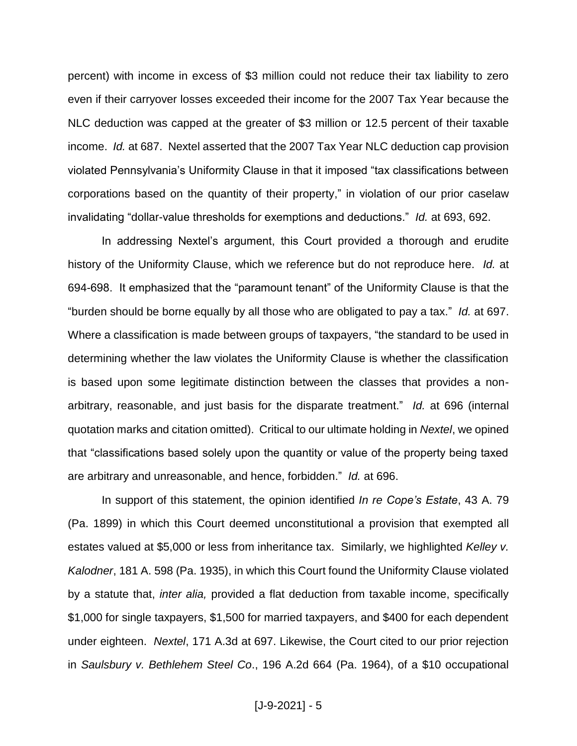percent) with income in excess of $3 million could not reduce their tax liability to zero even if their carryover losses exceeded their income for the 2007 Tax Year because the NLC deduction was capped at the greater of $3 million or 12.5 percent of their taxable income. *Id.* at 687. Nextel asserted that the 2007 Tax Year NLC deduction cap provision violated Pennsylvania's Uniformity Clause in that it imposed "tax classifications between corporations based on the quantity of their property," in violation of our prior caselaw invalidating "dollar-value thresholds for exemptions and deductions." *Id.* at 693, 692.

In addressing Nextel's argument, this Court provided a thorough and erudite history of the Uniformity Clause, which we reference but do not reproduce here. *Id.* at 694-698. It emphasized that the "paramount tenant" of the Uniformity Clause is that the "burden should be borne equally by all those who are obligated to pay a tax." *Id.* at 697. Where a classification is made between groups of taxpayers, "the standard to be used in determining whether the law violates the Uniformity Clause is whether the classification is based upon some legitimate distinction between the classes that provides a non-arbitrary, reasonable, and just basis for the disparate treatment." *Id.* at 696 (internal quotation marks and citation omitted). Critical to our ultimate holding in *Nextel*, we opined that "classifications based solely upon the quantity or value of the property being taxed are arbitrary and unreasonable, and hence, forbidden." *Id.* at 696.

In support of this statement, the opinion identified *In re Cope's Estate*, 43 A. 79 (Pa. 1899) in which this Court deemed unconstitutional a provision that exempted all estates valued at $5,000 or less from inheritance tax. Similarly, we highlighted *Kelley v. Kalodner*, 181 A. 598 (Pa. 1935), in which this Court found the Uniformity Clause violated by a statute that, *inter alia,* provided a flat deduction from taxable income, specifically $1,000 for single taxpayers, $1,500 for married taxpayers, and $400 for each dependent under eighteen. *Nextel*, 171 A.3d at 697. Likewise, the Court cited to our prior rejection in *Saulsbury v. Bethlehem Steel Co*., 196 A.2d 664 (Pa. 1964), of a $10 occupational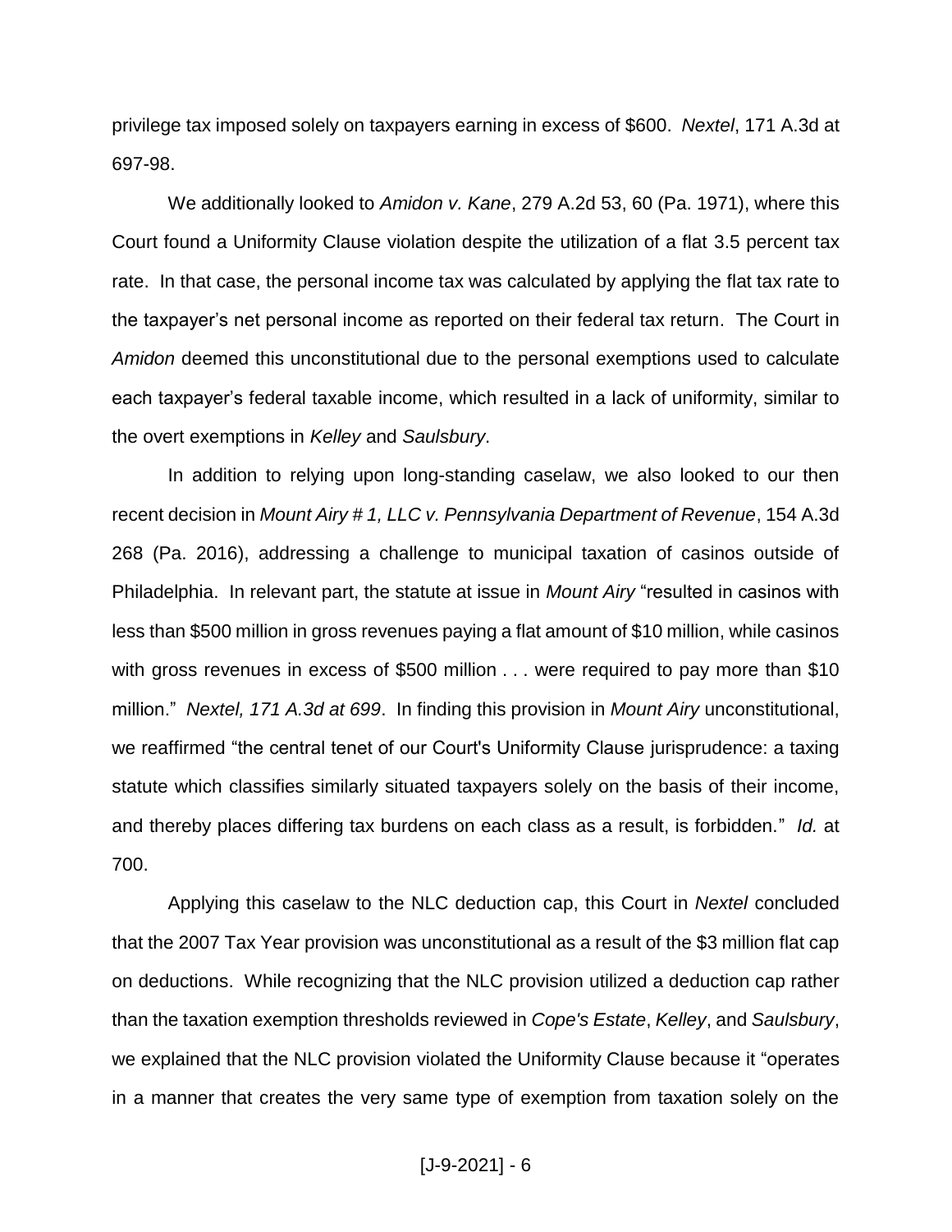privilege tax imposed solely on taxpayers earning in excess of $600. *Nextel*, 171 A.3d at 697-98.

We additionally looked to *Amidon v. Kane*, 279 A.2d 53, 60 (Pa. 1971), where this Court found a Uniformity Clause violation despite the utilization of a flat 3.5 percent tax rate. In that case, the personal income tax was calculated by applying the flat tax rate to the taxpayer's net personal income as reported on their federal tax return. The Court in *Amidon* deemed this unconstitutional due to the personal exemptions used to calculate each taxpayer's federal taxable income, which resulted in a lack of uniformity, similar to the overt exemptions in *Kelley* and *Saulsbury*.

In addition to relying upon long-standing caselaw, we also looked to our then recent decision in *Mount Airy # 1, LLC v. Pennsylvania Department of Revenue*, 154 A.3d 268 (Pa. 2016), addressing a challenge to municipal taxation of casinos outside of Philadelphia. In relevant part, the statute at issue in *Mount Airy* "resulted in casinos with less than $500 million in gross revenues paying a flat amount of $10 million, while casinos with gross revenues in excess of $500 million . . . were required to pay more than $10 million." *Nextel, 171 A.3d at 699*. In finding this provision in *Mount Airy* unconstitutional, we reaffirmed "the central tenet of our Court's Uniformity Clause jurisprudence: a taxing statute which classifies similarly situated taxpayers solely on the basis of their income, and thereby places differing tax burdens on each class as a result, is forbidden." *Id.* at 700.

Applying this caselaw to the NLC deduction cap, this Court in *Nextel* concluded that the 2007 Tax Year provision was unconstitutional as a result of the $3 million flat cap on deductions. While recognizing that the NLC provision utilized a deduction cap rather than the taxation exemption thresholds reviewed in *Cope's Estate*, *Kelley*, and *Saulsbury*, we explained that the NLC provision violated the Uniformity Clause because it "operates in a manner that creates the very same type of exemption from taxation solely on the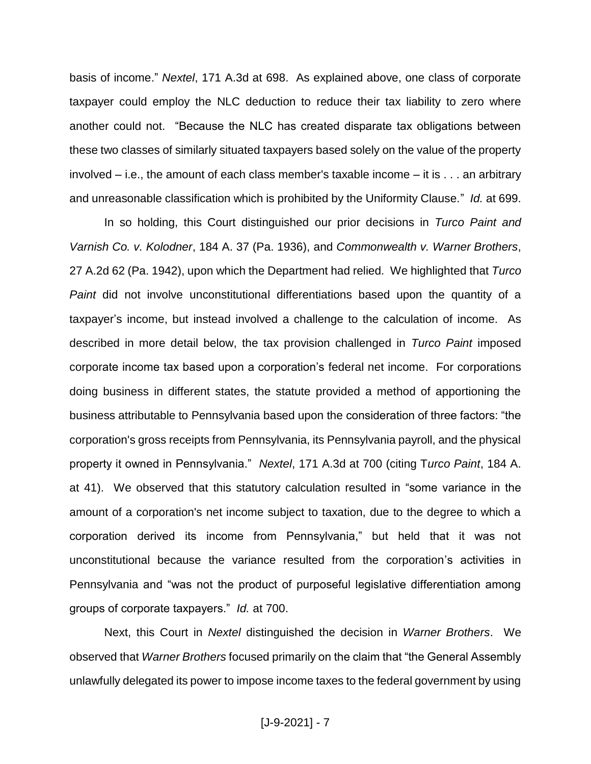basis of income." *Nextel*, 171 A.3d at 698. As explained above, one class of corporate taxpayer could employ the NLC deduction to reduce their tax liability to zero where another could not. "Because the NLC has created disparate tax obligations between these two classes of similarly situated taxpayers based solely on the value of the property involved – i.e., the amount of each class member's taxable income – it is . . . an arbitrary and unreasonable classification which is prohibited by the Uniformity Clause." *Id.* at 699.

In so holding, this Court distinguished our prior decisions in *Turco Paint and Varnish Co. v. Kolodner*, 184 A. 37 (Pa. 1936), and *Commonwealth v. Warner Brothers*, 27 A.2d 62 (Pa. 1942), upon which the Department had relied. We highlighted that *Turco Paint* did not involve unconstitutional differentiations based upon the quantity of a taxpayer's income, but instead involved a challenge to the calculation of income. As described in more detail below, the tax provision challenged in *Turco Paint* imposed corporate income tax based upon a corporation's federal net income. For corporations doing business in different states, the statute provided a method of apportioning the business attributable to Pennsylvania based upon the consideration of three factors: "the corporation's gross receipts from Pennsylvania, its Pennsylvania payroll, and the physical property it owned in Pennsylvania." *Nextel*, 171 A.3d at 700 (citing T*urco Paint*, 184 A. at 41). We observed that this statutory calculation resulted in "some variance in the amount of a corporation's net income subject to taxation, due to the degree to which a corporation derived its income from Pennsylvania," but held that it was not unconstitutional because the variance resulted from the corporation's activities in Pennsylvania and "was not the product of purposeful legislative differentiation among groups of corporate taxpayers." *Id.* at 700.

Next, this Court in *Nextel* distinguished the decision in *Warner Brothers*. We observed that *Warner Brothers* focused primarily on the claim that "the General Assembly unlawfully delegated its power to impose income taxes to the federal government by using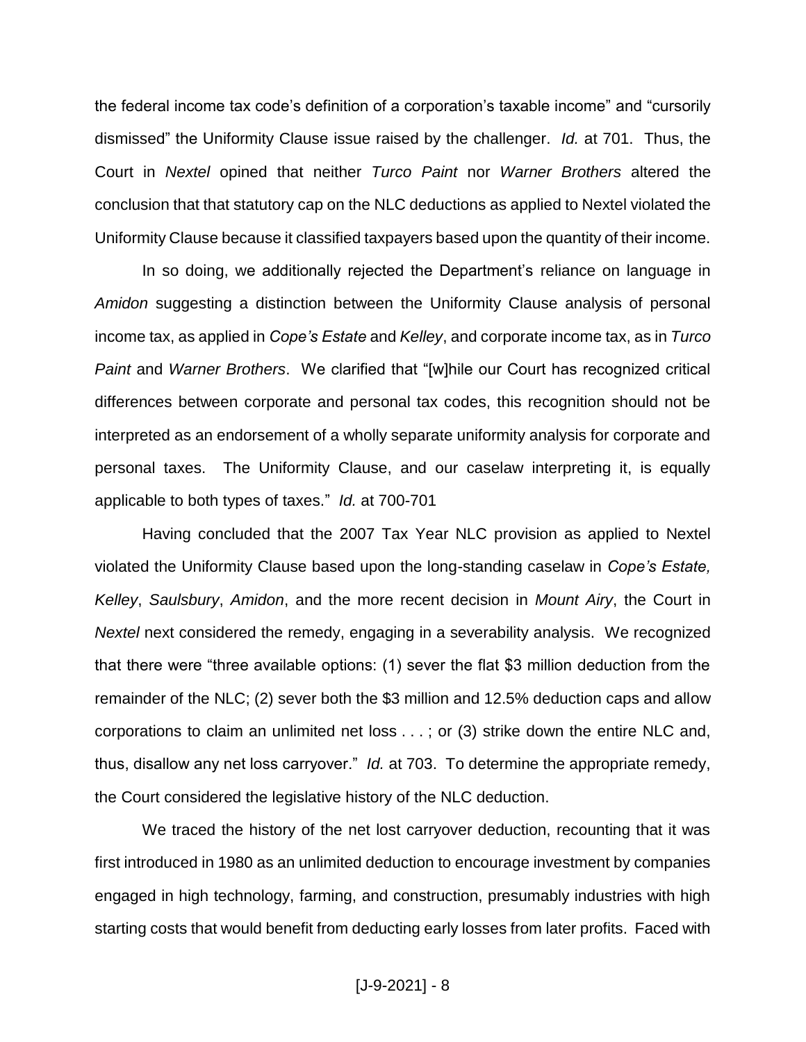the federal income tax code's definition of a corporation's taxable income" and "cursorily dismissed" the Uniformity Clause issue raised by the challenger. *Id.* at 701. Thus, the Court in *Nextel* opined that neither *Turco Paint* nor *Warner Brothers* altered the conclusion that that statutory cap on the NLC deductions as applied to Nextel violated the Uniformity Clause because it classified taxpayers based upon the quantity of their income.

In so doing, we additionally rejected the Department's reliance on language in *Amidon* suggesting a distinction between the Uniformity Clause analysis of personal income tax, as applied in *Cope's Estate* and *Kelley*, and corporate income tax, as in *Turco Paint* and *Warner Brothers*. We clarified that "[w]hile our Court has recognized critical differences between corporate and personal tax codes, this recognition should not be interpreted as an endorsement of a wholly separate uniformity analysis for corporate and personal taxes. The Uniformity Clause, and our caselaw interpreting it, is equally applicable to both types of taxes." *Id.* at 700-701

Having concluded that the 2007 Tax Year NLC provision as applied to Nextel violated the Uniformity Clause based upon the long-standing caselaw in *Cope's Estate, Kelley*, *Saulsbury*, *Amidon*, and the more recent decision in *Mount Airy*, the Court in *Nextel* next considered the remedy, engaging in a severability analysis. We recognized that there were "three available options: (1) sever the flat $3 million deduction from the remainder of the NLC; (2) sever both the $3 million and 12.5% deduction caps and allow corporations to claim an unlimited net loss . . . ; or (3) strike down the entire NLC and, thus, disallow any net loss carryover." *Id.* at 703. To determine the appropriate remedy, the Court considered the legislative history of the NLC deduction.

We traced the history of the net lost carryover deduction, recounting that it was first introduced in 1980 as an unlimited deduction to encourage investment by companies engaged in high technology, farming, and construction, presumably industries with high starting costs that would benefit from deducting early losses from later profits. Faced with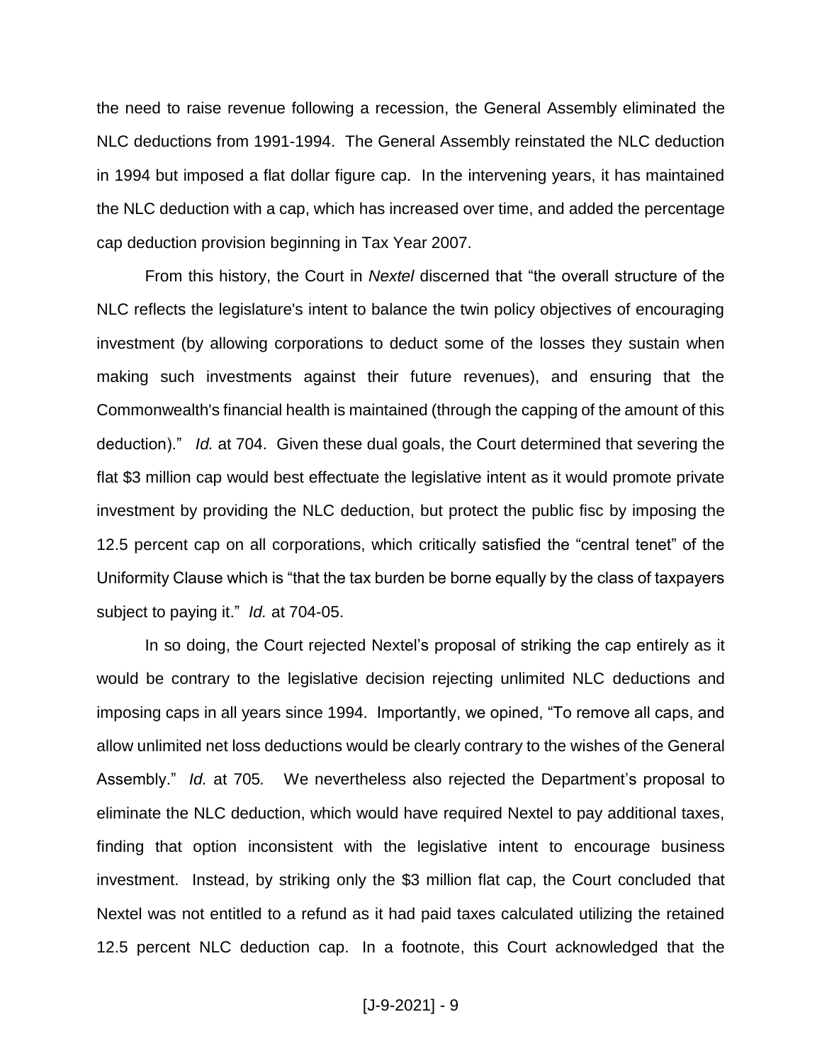the need to raise revenue following a recession, the General Assembly eliminated the NLC deductions from 1991-1994. The General Assembly reinstated the NLC deduction in 1994 but imposed a flat dollar figure cap. In the intervening years, it has maintained the NLC deduction with a cap, which has increased over time, and added the percentage cap deduction provision beginning in Tax Year 2007.

From this history, the Court in *Nextel* discerned that "the overall structure of the NLC reflects the legislature's intent to balance the twin policy objectives of encouraging investment (by allowing corporations to deduct some of the losses they sustain when making such investments against their future revenues), and ensuring that the Commonwealth's financial health is maintained (through the capping of the amount of this deduction)." *Id.* at 704. Given these dual goals, the Court determined that severing the flat $3 million cap would best effectuate the legislative intent as it would promote private investment by providing the NLC deduction, but protect the public fisc by imposing the 12.5 percent cap on all corporations, which critically satisfied the "central tenet" of the Uniformity Clause which is "that the tax burden be borne equally by the class of taxpayers subject to paying it." *Id.* at 704-05.

In so doing, the Court rejected Nextel's proposal of striking the cap entirely as it would be contrary to the legislative decision rejecting unlimited NLC deductions and imposing caps in all years since 1994. Importantly, we opined, "To remove all caps, and allow unlimited net loss deductions would be clearly contrary to the wishes of the General Assembly." *Id.* at 705*.* We nevertheless also rejected the Department's proposal to eliminate the NLC deduction, which would have required Nextel to pay additional taxes, finding that option inconsistent with the legislative intent to encourage business investment. Instead, by striking only the $3 million flat cap, the Court concluded that Nextel was not entitled to a refund as it had paid taxes calculated utilizing the retained 12.5 percent NLC deduction cap. In a footnote, this Court acknowledged that the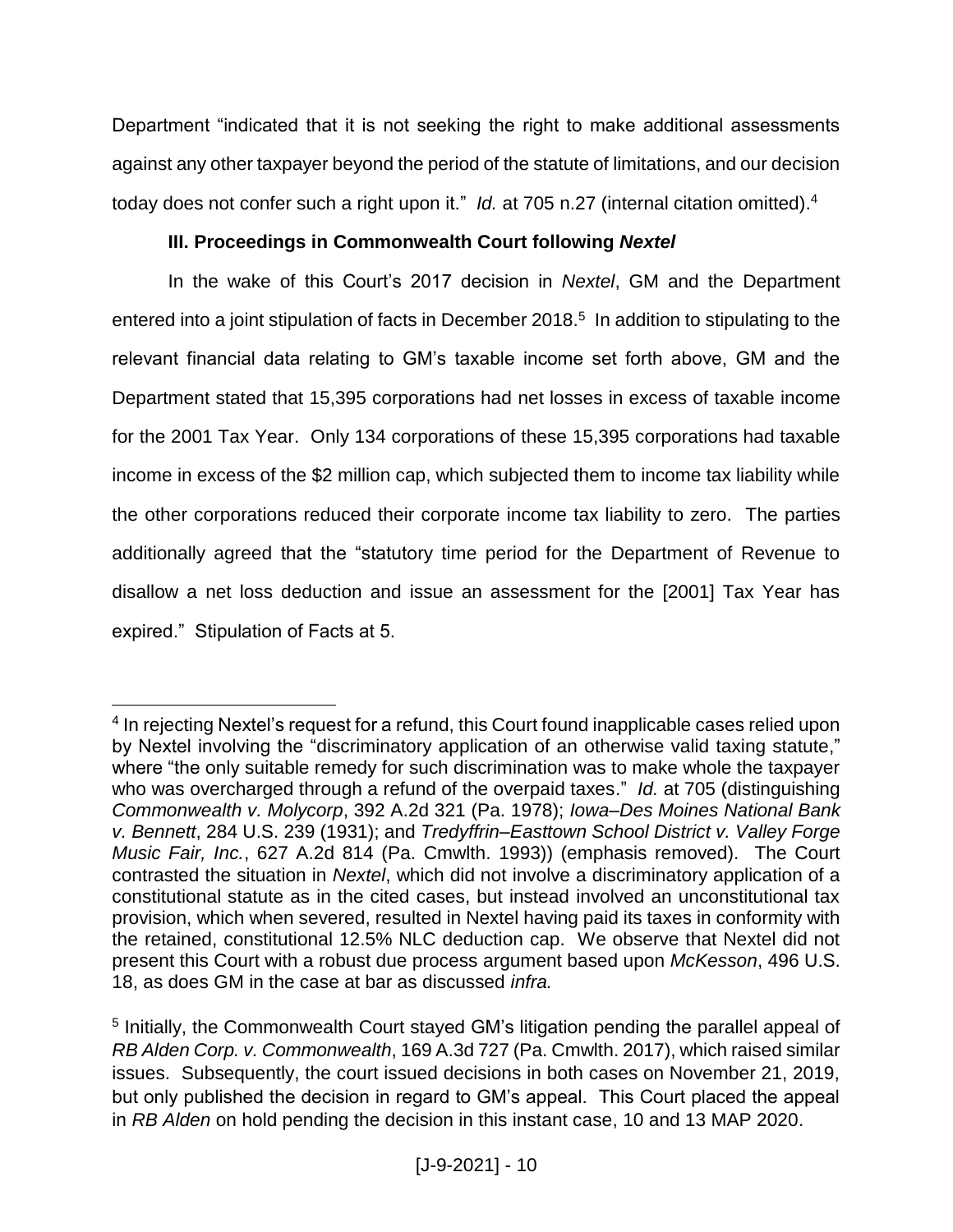Department "indicated that it is not seeking the right to make additional assessments against any other taxpayer beyond the period of the statute of limitations, and our decision today does not confer such a right upon it." *Id.* at 705 n.27 (internal citation omitted).[4]

### III. Proceedings in Commonwealth Court following *Nextel*

In the wake of this Court's 2017 decision in *Nextel*, GM and the Department entered into a joint stipulation of facts in December 2018.[5] In addition to stipulating to the relevant financial data relating to GM's taxable income set forth above, GM and the Department stated that 15,395 corporations had net losses in excess of taxable income for the 2001 Tax Year. Only 134 corporations of these 15,395 corporations had taxable income in excess of the $2 million cap, which subjected them to income tax liability while the other corporations reduced their corporate income tax liability to zero. The parties additionally agreed that the "statutory time period for the Department of Revenue to disallow a net loss deduction and issue an assessment for the [2001] Tax Year has expired." Stipulation of Facts at 5.

---

[4] In rejecting Nextel's request for a refund, this Court found inapplicable cases relied upon by Nextel involving the "discriminatory application of an otherwise valid taxing statute," where "the only suitable remedy for such discrimination was to make whole the taxpayer who was overcharged through a refund of the overpaid taxes." *Id.* at 705 (distinguishing *Commonwealth v. Molycorp*, 392 A.2d 321 (Pa. 1978); *Iowa–Des Moines National Bank v. Bennett*, 284 U.S. 239 (1931); and *Tredyffrin–Easttown School District v. Valley Forge Music Fair, Inc.*, 627 A.2d 814 (Pa. Cmwlth. 1993)) (emphasis removed). The Court contrasted the situation in *Nextel*, which did not involve a discriminatory application of a constitutional statute as in the cited cases, but instead involved an unconstitutional tax provision, which when severed, resulted in Nextel having paid its taxes in conformity with the retained, constitutional 12.5% NLC deduction cap. We observe that Nextel did not present this Court with a robust due process argument based upon *McKesson*, 496 U.S. 18, as does GM in the case at bar as discussed *infra.*

[5] Initially, the Commonwealth Court stayed GM's litigation pending the parallel appeal of *RB Alden Corp. v. Commonwealth*, 169 A.3d 727 (Pa. Cmwlth. 2017), which raised similar issues. Subsequently, the court issued decisions in both cases on November 21, 2019, but only published the decision in regard to GM's appeal. This Court placed the appeal in *RB Alden* on hold pending the decision in this instant case, 10 and 13 MAP 2020.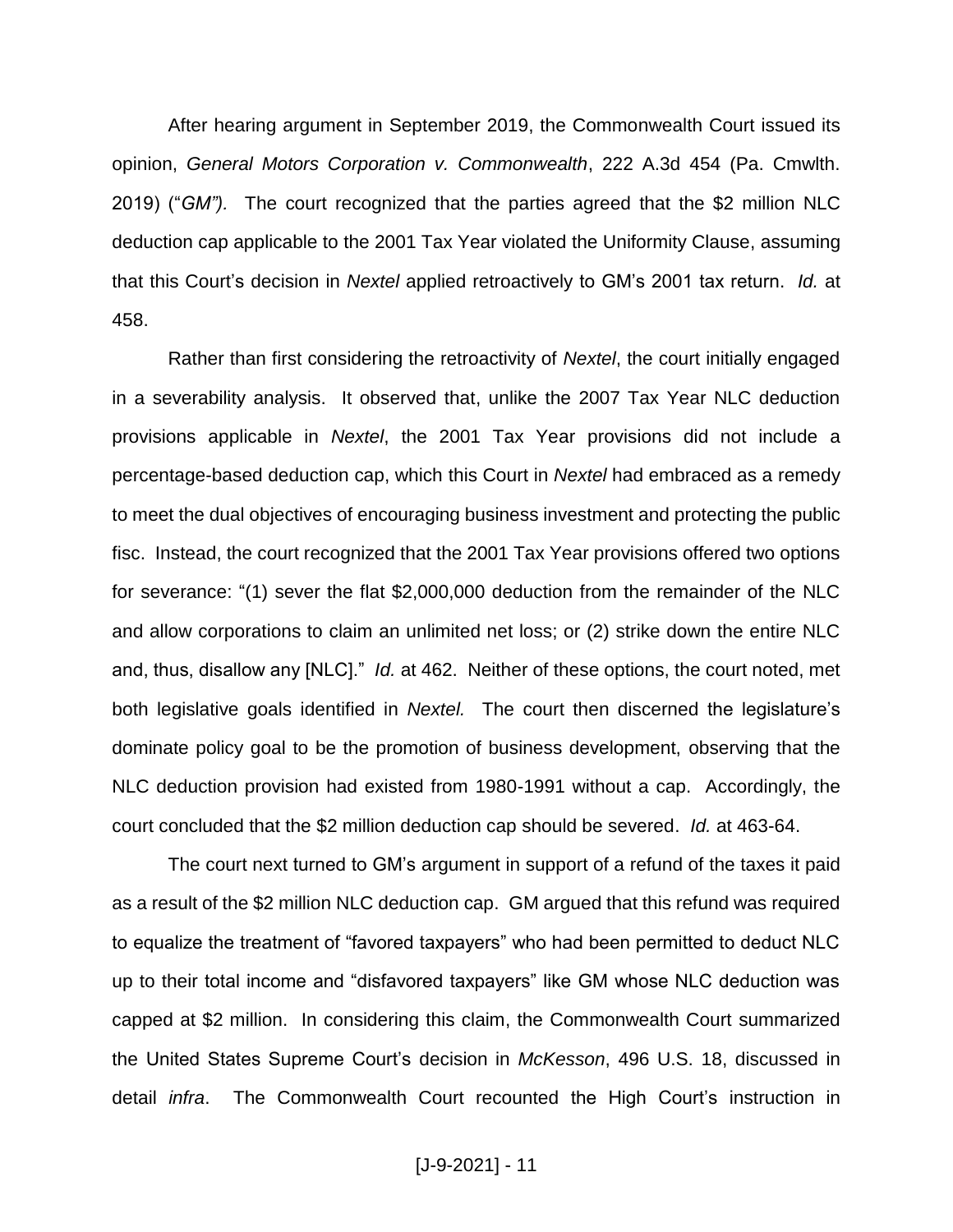After hearing argument in September 2019, the Commonwealth Court issued its opinion, *General Motors Corporation v. Commonwealth*, 222 A.3d 454 (Pa. Cmwlth. 2019) ("*GM").* The court recognized that the parties agreed that the $2 million NLC deduction cap applicable to the 2001 Tax Year violated the Uniformity Clause, assuming that this Court's decision in *Nextel* applied retroactively to GM's 2001 tax return. *Id.* at 458.

Rather than first considering the retroactivity of *Nextel*, the court initially engaged in a severability analysis. It observed that, unlike the 2007 Tax Year NLC deduction provisions applicable in *Nextel*, the 2001 Tax Year provisions did not include a percentage-based deduction cap, which this Court in *Nextel* had embraced as a remedy to meet the dual objectives of encouraging business investment and protecting the public fisc. Instead, the court recognized that the 2001 Tax Year provisions offered two options for severance: "(1) sever the flat $2,000,000 deduction from the remainder of the NLC and allow corporations to claim an unlimited net loss; or (2) strike down the entire NLC and, thus, disallow any [NLC]." *Id.* at 462. Neither of these options, the court noted, met both legislative goals identified in *Nextel.* The court then discerned the legislature's dominate policy goal to be the promotion of business development, observing that the NLC deduction provision had existed from 1980-1991 without a cap. Accordingly, the court concluded that the $2 million deduction cap should be severed. *Id.* at 463-64.

The court next turned to GM's argument in support of a refund of the taxes it paid as a result of the $2 million NLC deduction cap. GM argued that this refund was required to equalize the treatment of "favored taxpayers" who had been permitted to deduct NLC up to their total income and "disfavored taxpayers" like GM whose NLC deduction was capped at $2 million. In considering this claim, the Commonwealth Court summarized the United States Supreme Court's decision in *McKesson*, 496 U.S. 18, discussed in detail *infra*. The Commonwealth Court recounted the High Court's instruction in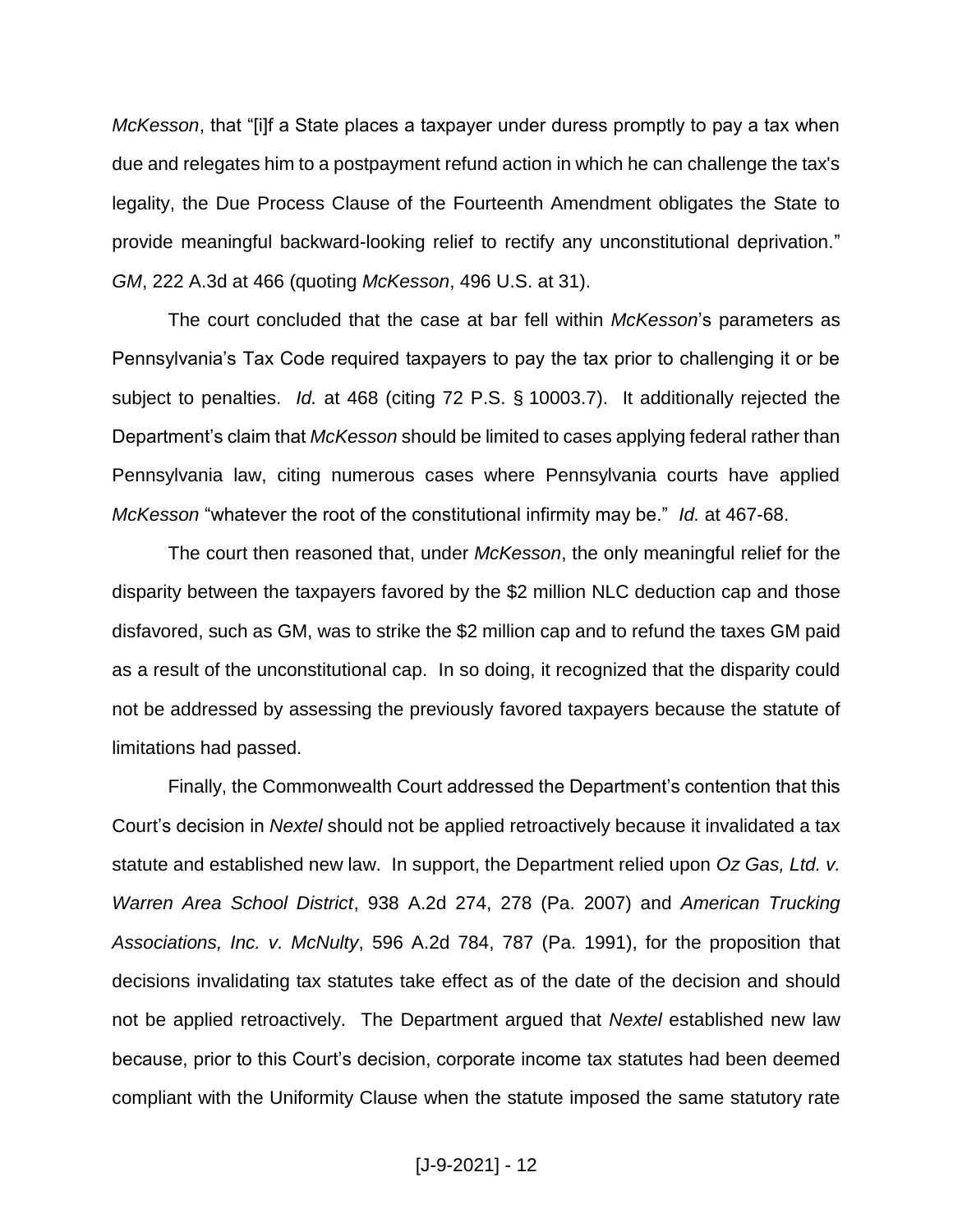*McKesson*, that "[i]f a State places a taxpayer under duress promptly to pay a tax when due and relegates him to a postpayment refund action in which he can challenge the tax's legality, the Due Process Clause of the Fourteenth Amendment obligates the State to provide meaningful backward-looking relief to rectify any unconstitutional deprivation." *GM*, 222 A.3d at 466 (quoting *McKesson*, 496 U.S. at 31).

The court concluded that the case at bar fell within *McKesson*'s parameters as Pennsylvania's Tax Code required taxpayers to pay the tax prior to challenging it or be subject to penalties. *Id.* at 468 (citing 72 P.S. § 10003.7). It additionally rejected the Department's claim that *McKesson* should be limited to cases applying federal rather than Pennsylvania law, citing numerous cases where Pennsylvania courts have applied *McKesson* "whatever the root of the constitutional infirmity may be." *Id.* at 467-68.

The court then reasoned that, under *McKesson*, the only meaningful relief for the disparity between the taxpayers favored by the $2 million NLC deduction cap and those disfavored, such as GM, was to strike the $2 million cap and to refund the taxes GM paid as a result of the unconstitutional cap. In so doing, it recognized that the disparity could not be addressed by assessing the previously favored taxpayers because the statute of limitations had passed.

Finally, the Commonwealth Court addressed the Department's contention that this Court's decision in *Nextel* should not be applied retroactively because it invalidated a tax statute and established new law. In support, the Department relied upon *Oz Gas, Ltd. v. Warren Area School District*, 938 A.2d 274, 278 (Pa. 2007) and *American Trucking Associations, Inc. v. McNulty*, 596 A.2d 784, 787 (Pa. 1991), for the proposition that decisions invalidating tax statutes take effect as of the date of the decision and should not be applied retroactively. The Department argued that *Nextel* established new law because, prior to this Court's decision, corporate income tax statutes had been deemed compliant with the Uniformity Clause when the statute imposed the same statutory rate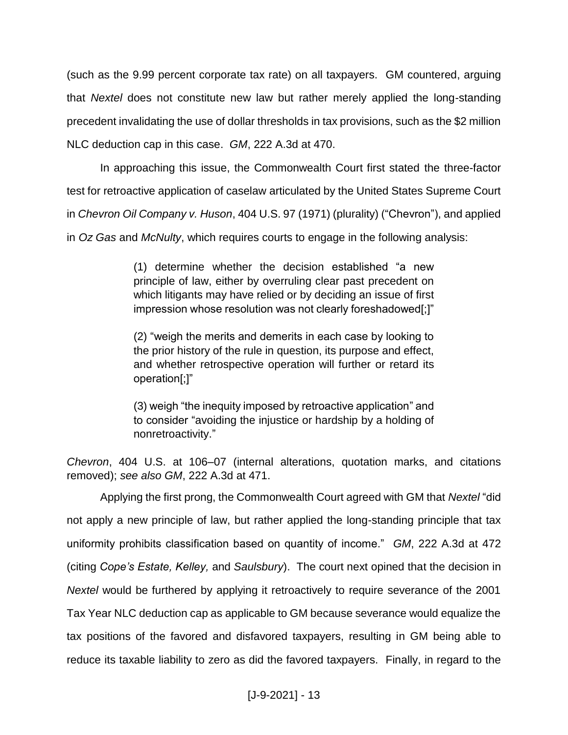(such as the 9.99 percent corporate tax rate) on all taxpayers. GM countered, arguing that *Nextel* does not constitute new law but rather merely applied the long-standing precedent invalidating the use of dollar thresholds in tax provisions, such as the $2 million NLC deduction cap in this case. *GM*, 222 A.3d at 470.

In approaching this issue, the Commonwealth Court first stated the three-factor test for retroactive application of caselaw articulated by the United States Supreme Court in *Chevron Oil Company v. Huson*, 404 U.S. 97 (1971) (plurality) ("Chevron"), and applied in *Oz Gas* and *McNulty*, which requires courts to engage in the following analysis:

> (1) determine whether the decision established "a new principle of law, either by overruling clear past precedent on which litigants may have relied or by deciding an issue of first impression whose resolution was not clearly foreshadowed[;]"
>
> (2) "weigh the merits and demerits in each case by looking to the prior history of the rule in question, its purpose and effect, and whether retrospective operation will further or retard its operation[;]"
>
> (3) weigh "the inequity imposed by retroactive application" and to consider "avoiding the injustice or hardship by a holding of nonretroactivity."

*Chevron*, 404 U.S. at 106–07 (internal alterations, quotation marks, and citations removed); *see also GM*, 222 A.3d at 471.

Applying the first prong, the Commonwealth Court agreed with GM that *Nextel* "did not apply a new principle of law, but rather applied the long-standing principle that tax uniformity prohibits classification based on quantity of income." *GM*, 222 A.3d at 472 (citing *Cope's Estate, Kelley,* and *Saulsbury*). The court next opined that the decision in *Nextel* would be furthered by applying it retroactively to require severance of the 2001 Tax Year NLC deduction cap as applicable to GM because severance would equalize the tax positions of the favored and disfavored taxpayers, resulting in GM being able to reduce its taxable liability to zero as did the favored taxpayers. Finally, in regard to the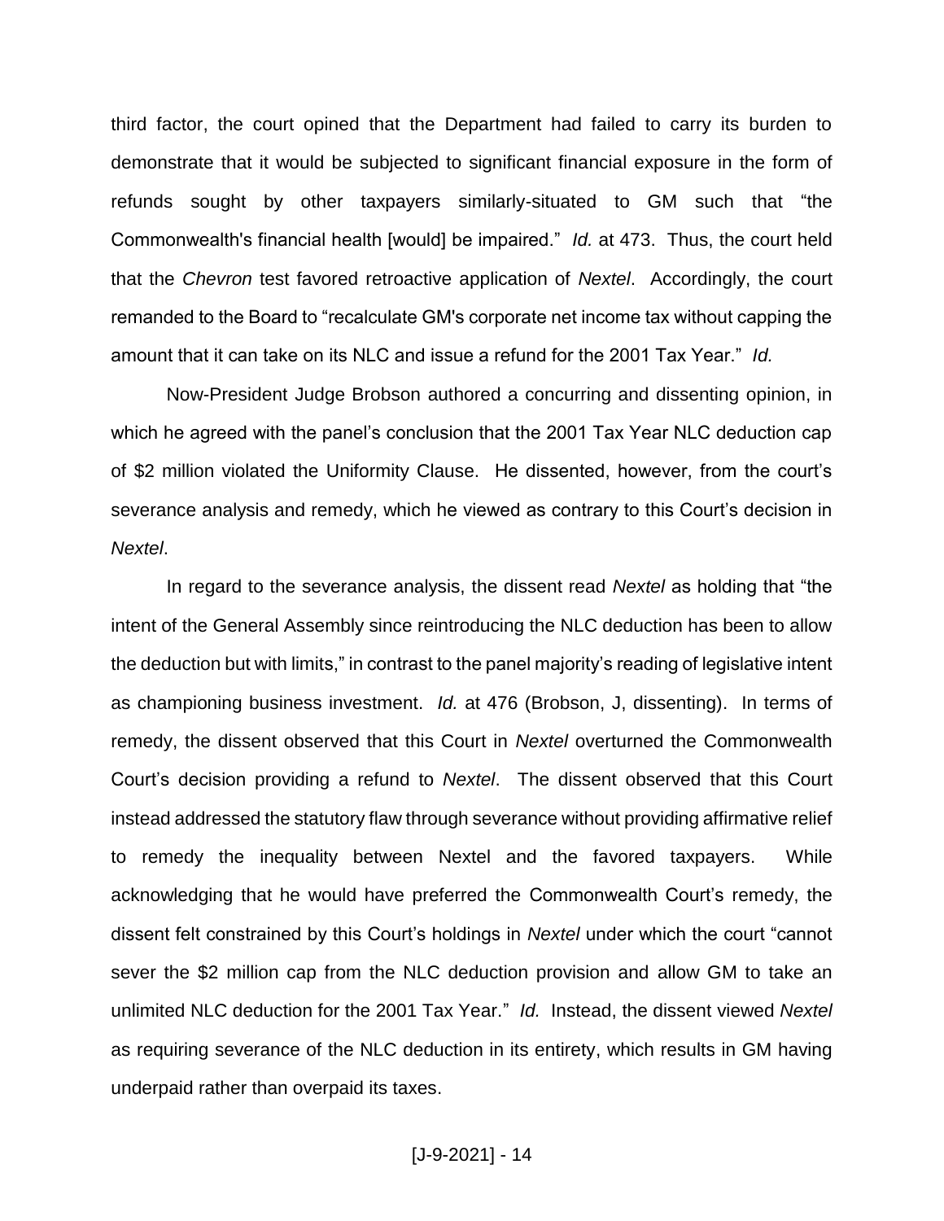third factor, the court opined that the Department had failed to carry its burden to demonstrate that it would be subjected to significant financial exposure in the form of refunds sought by other taxpayers similarly-situated to GM such that "the Commonwealth's financial health [would] be impaired." *Id.* at 473. Thus, the court held that the *Chevron* test favored retroactive application of *Nextel*. Accordingly, the court remanded to the Board to "recalculate GM's corporate net income tax without capping the amount that it can take on its NLC and issue a refund for the 2001 Tax Year." *Id.*

Now-President Judge Brobson authored a concurring and dissenting opinion, in which he agreed with the panel's conclusion that the 2001 Tax Year NLC deduction cap of $2 million violated the Uniformity Clause. He dissented, however, from the court's severance analysis and remedy, which he viewed as contrary to this Court's decision in *Nextel*.

In regard to the severance analysis, the dissent read *Nextel* as holding that "the intent of the General Assembly since reintroducing the NLC deduction has been to allow the deduction but with limits," in contrast to the panel majority's reading of legislative intent as championing business investment. *Id.* at 476 (Brobson, J, dissenting). In terms of remedy, the dissent observed that this Court in *Nextel* overturned the Commonwealth Court's decision providing a refund to *Nextel*. The dissent observed that this Court instead addressed the statutory flaw through severance without providing affirmative relief to remedy the inequality between Nextel and the favored taxpayers. While acknowledging that he would have preferred the Commonwealth Court's remedy, the dissent felt constrained by this Court's holdings in *Nextel* under which the court "cannot sever the $2 million cap from the NLC deduction provision and allow GM to take an unlimited NLC deduction for the 2001 Tax Year." *Id.* Instead, the dissent viewed *Nextel* as requiring severance of the NLC deduction in its entirety, which results in GM having underpaid rather than overpaid its taxes.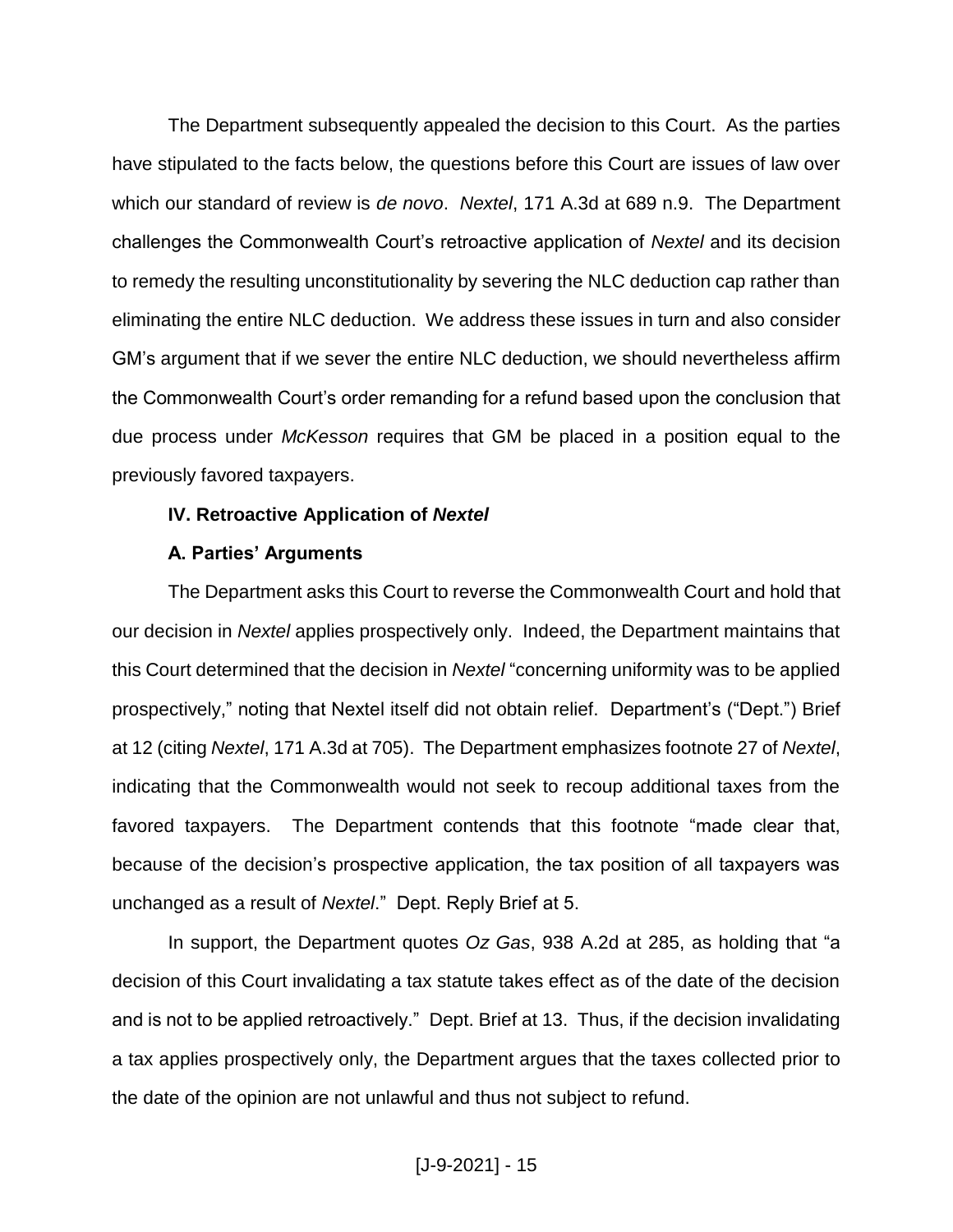The Department subsequently appealed the decision to this Court. As the parties have stipulated to the facts below, the questions before this Court are issues of law over which our standard of review is *de novo*. *Nextel*, 171 A.3d at 689 n.9. The Department challenges the Commonwealth Court's retroactive application of *Nextel* and its decision to remedy the resulting unconstitutionality by severing the NLC deduction cap rather than eliminating the entire NLC deduction. We address these issues in turn and also consider GM's argument that if we sever the entire NLC deduction, we should nevertheless affirm the Commonwealth Court's order remanding for a refund based upon the conclusion that due process under *McKesson* requires that GM be placed in a position equal to the previously favored taxpayers.

### IV. Retroactive Application of *Nextel*

#### A. Parties' Arguments

The Department asks this Court to reverse the Commonwealth Court and hold that our decision in *Nextel* applies prospectively only. Indeed, the Department maintains that this Court determined that the decision in *Nextel* "concerning uniformity was to be applied prospectively," noting that Nextel itself did not obtain relief. Department's ("Dept.") Brief at 12 (citing *Nextel*, 171 A.3d at 705). The Department emphasizes footnote 27 of *Nextel*, indicating that the Commonwealth would not seek to recoup additional taxes from the favored taxpayers. The Department contends that this footnote "made clear that, because of the decision's prospective application, the tax position of all taxpayers was unchanged as a result of *Nextel*." Dept. Reply Brief at 5.

In support, the Department quotes *Oz Gas*, 938 A.2d at 285, as holding that "a decision of this Court invalidating a tax statute takes effect as of the date of the decision and is not to be applied retroactively." Dept. Brief at 13. Thus, if the decision invalidating a tax applies prospectively only, the Department argues that the taxes collected prior to the date of the opinion are not unlawful and thus not subject to refund.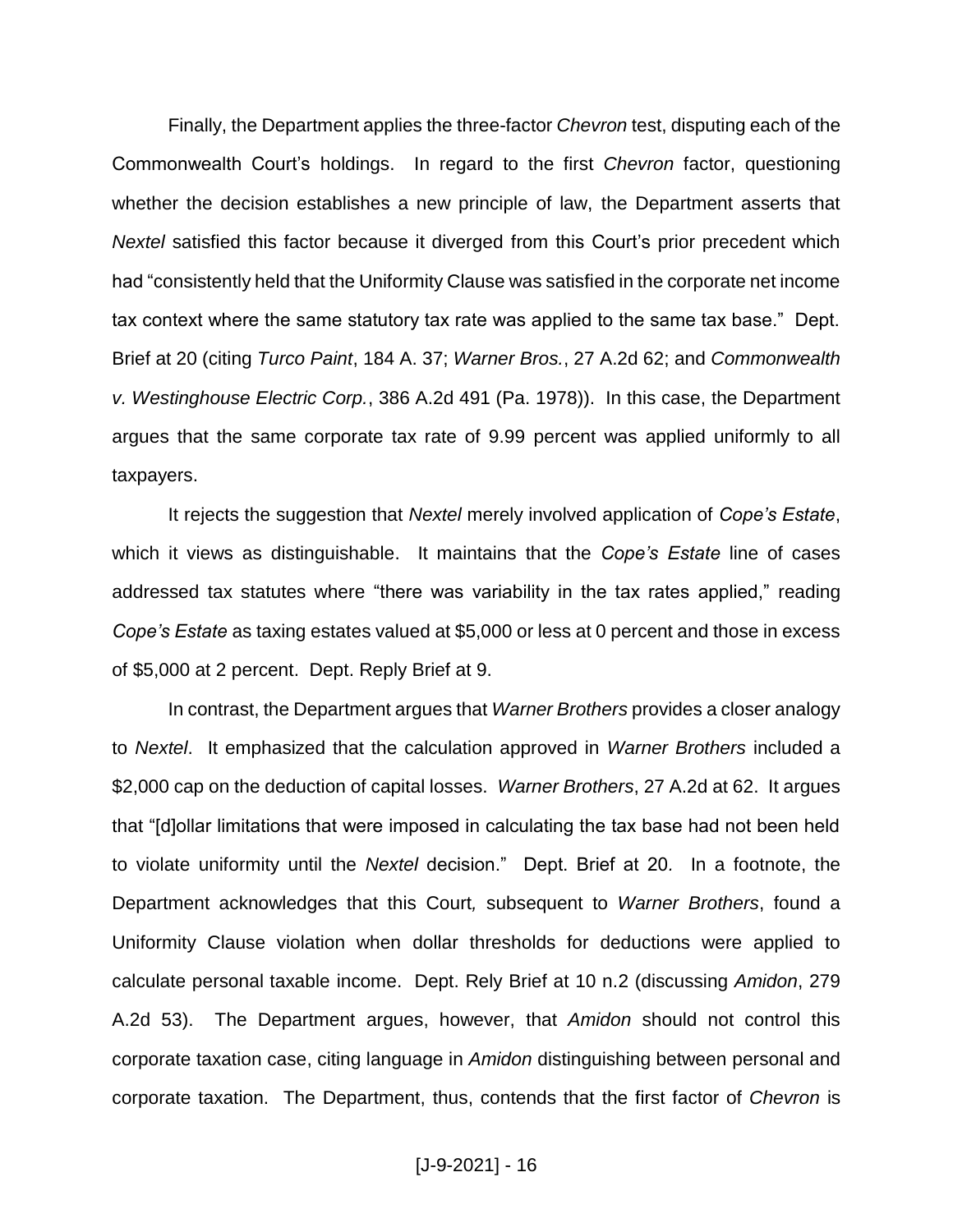Finally, the Department applies the three-factor *Chevron* test, disputing each of the Commonwealth Court's holdings. In regard to the first *Chevron* factor, questioning whether the decision establishes a new principle of law, the Department asserts that *Nextel* satisfied this factor because it diverged from this Court's prior precedent which had "consistently held that the Uniformity Clause was satisfied in the corporate net income tax context where the same statutory tax rate was applied to the same tax base." Dept. Brief at 20 (citing *Turco Paint*, 184 A. 37; *Warner Bros.*, 27 A.2d 62; and *Commonwealth v. Westinghouse Electric Corp.*, 386 A.2d 491 (Pa. 1978)). In this case, the Department argues that the same corporate tax rate of 9.99 percent was applied uniformly to all taxpayers.

It rejects the suggestion that *Nextel* merely involved application of *Cope's Estate*, which it views as distinguishable. It maintains that the *Cope's Estate* line of cases addressed tax statutes where "there was variability in the tax rates applied," reading *Cope's Estate* as taxing estates valued at $5,000 or less at 0 percent and those in excess of $5,000 at 2 percent. Dept. Reply Brief at 9.

In contrast, the Department argues that *Warner Brothers* provides a closer analogy to *Nextel*. It emphasized that the calculation approved in *Warner Brothers* included a $2,000 cap on the deduction of capital losses. *Warner Brothers*, 27 A.2d at 62. It argues that "[d]ollar limitations that were imposed in calculating the tax base had not been held to violate uniformity until the *Nextel* decision." Dept. Brief at 20. In a footnote, the Department acknowledges that this Court*,* subsequent to *Warner Brothers*, found a Uniformity Clause violation when dollar thresholds for deductions were applied to calculate personal taxable income. Dept. Rely Brief at 10 n.2 (discussing *Amidon*, 279 A.2d 53). The Department argues, however, that *Amidon* should not control this corporate taxation case, citing language in *Amidon* distinguishing between personal and corporate taxation. The Department, thus, contends that the first factor of *Chevron* is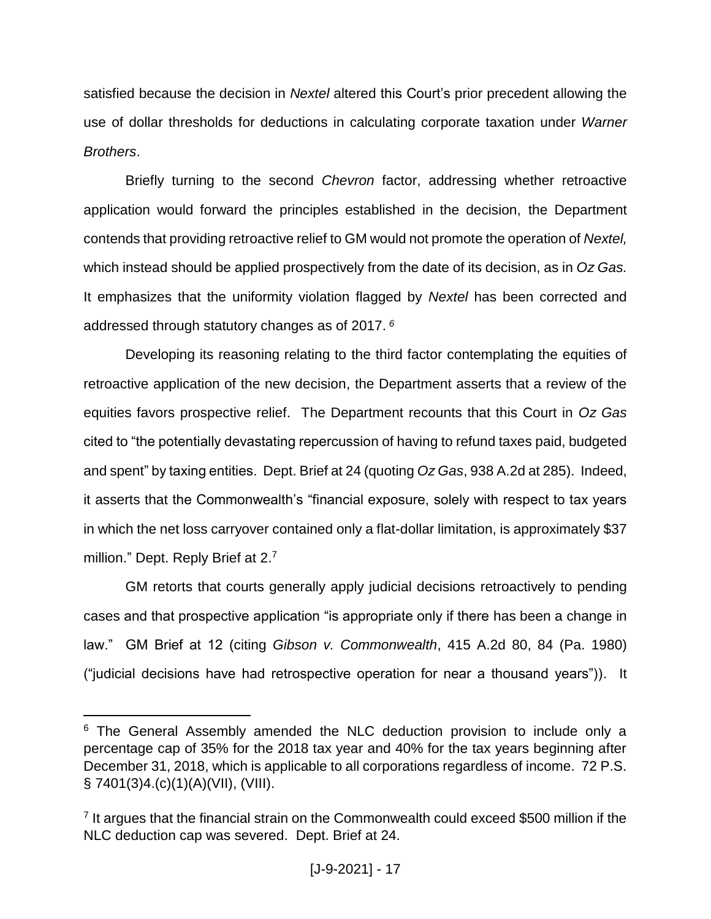satisfied because the decision in *Nextel* altered this Court's prior precedent allowing the use of dollar thresholds for deductions in calculating corporate taxation under *Warner Brothers*.

Briefly turning to the second *Chevron* factor, addressing whether retroactive application would forward the principles established in the decision, the Department contends that providing retroactive relief to GM would not promote the operation of *Nextel,* which instead should be applied prospectively from the date of its decision, as in *Oz Gas.* It emphasizes that the uniformity violation flagged by *Nextel* has been corrected and addressed through statutory changes as of 2017. [6]

Developing its reasoning relating to the third factor contemplating the equities of retroactive application of the new decision, the Department asserts that a review of the equities favors prospective relief. The Department recounts that this Court in *Oz Gas* cited to "the potentially devastating repercussion of having to refund taxes paid, budgeted and spent" by taxing entities. Dept. Brief at 24 (quoting *Oz Gas*, 938 A.2d at 285). Indeed, it asserts that the Commonwealth's "financial exposure, solely with respect to tax years in which the net loss carryover contained only a flat-dollar limitation, is approximately $37 million." Dept. Reply Brief at 2.[7]

GM retorts that courts generally apply judicial decisions retroactively to pending cases and that prospective application "is appropriate only if there has been a change in law." GM Brief at 12 (citing *Gibson v. Commonwealth*, 415 A.2d 80, 84 (Pa. 1980) ("judicial decisions have had retrospective operation for near a thousand years")). It

---

[6] The General Assembly amended the NLC deduction provision to include only a percentage cap of 35% for the 2018 tax year and 40% for the tax years beginning after December 31, 2018, which is applicable to all corporations regardless of income. 72 P.S. § 7401(3)4.(c)(1)(A)(VII), (VIII).

[7] It argues that the financial strain on the Commonwealth could exceed $500 million if the NLC deduction cap was severed. Dept. Brief at 24.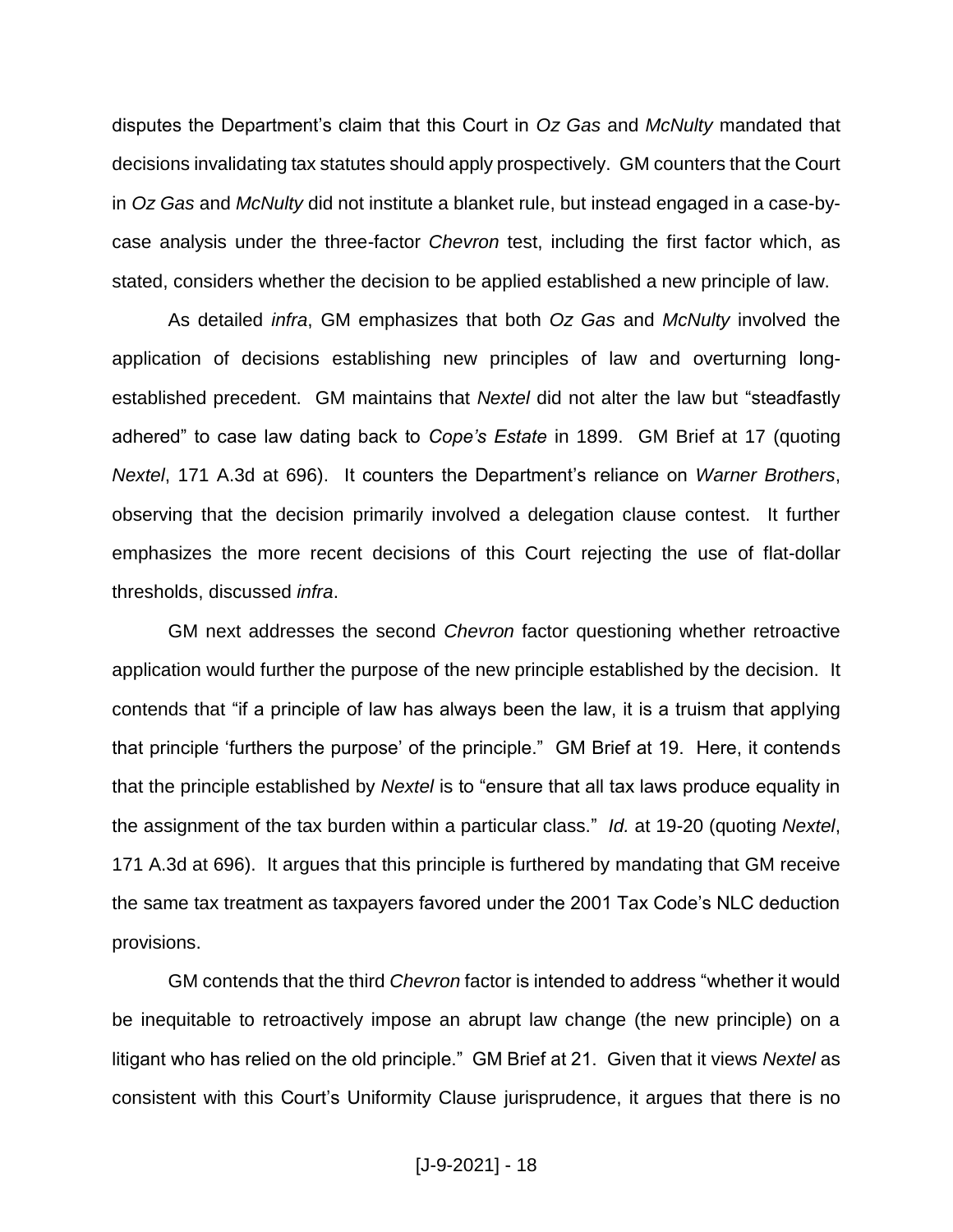disputes the Department's claim that this Court in *Oz Gas* and *McNulty* mandated that decisions invalidating tax statutes should apply prospectively. GM counters that the Court in *Oz Gas* and *McNulty* did not institute a blanket rule, but instead engaged in a case-by-case analysis under the three-factor *Chevron* test, including the first factor which, as stated, considers whether the decision to be applied established a new principle of law.

As detailed *infra*, GM emphasizes that both *Oz Gas* and *McNulty* involved the application of decisions establishing new principles of law and overturning long-established precedent. GM maintains that *Nextel* did not alter the law but "steadfastly adhered" to case law dating back to *Cope's Estate* in 1899. GM Brief at 17 (quoting *Nextel*, 171 A.3d at 696). It counters the Department's reliance on *Warner Brothers*, observing that the decision primarily involved a delegation clause contest. It further emphasizes the more recent decisions of this Court rejecting the use of flat-dollar thresholds, discussed *infra*.

GM next addresses the second *Chevron* factor questioning whether retroactive application would further the purpose of the new principle established by the decision. It contends that "if a principle of law has always been the law, it is a truism that applying that principle 'furthers the purpose' of the principle." GM Brief at 19. Here, it contends that the principle established by *Nextel* is to "ensure that all tax laws produce equality in the assignment of the tax burden within a particular class." *Id.* at 19-20 (quoting *Nextel*, 171 A.3d at 696). It argues that this principle is furthered by mandating that GM receive the same tax treatment as taxpayers favored under the 2001 Tax Code's NLC deduction provisions.

GM contends that the third *Chevron* factor is intended to address "whether it would be inequitable to retroactively impose an abrupt law change (the new principle) on a litigant who has relied on the old principle." GM Brief at 21. Given that it views *Nextel* as consistent with this Court's Uniformity Clause jurisprudence, it argues that there is no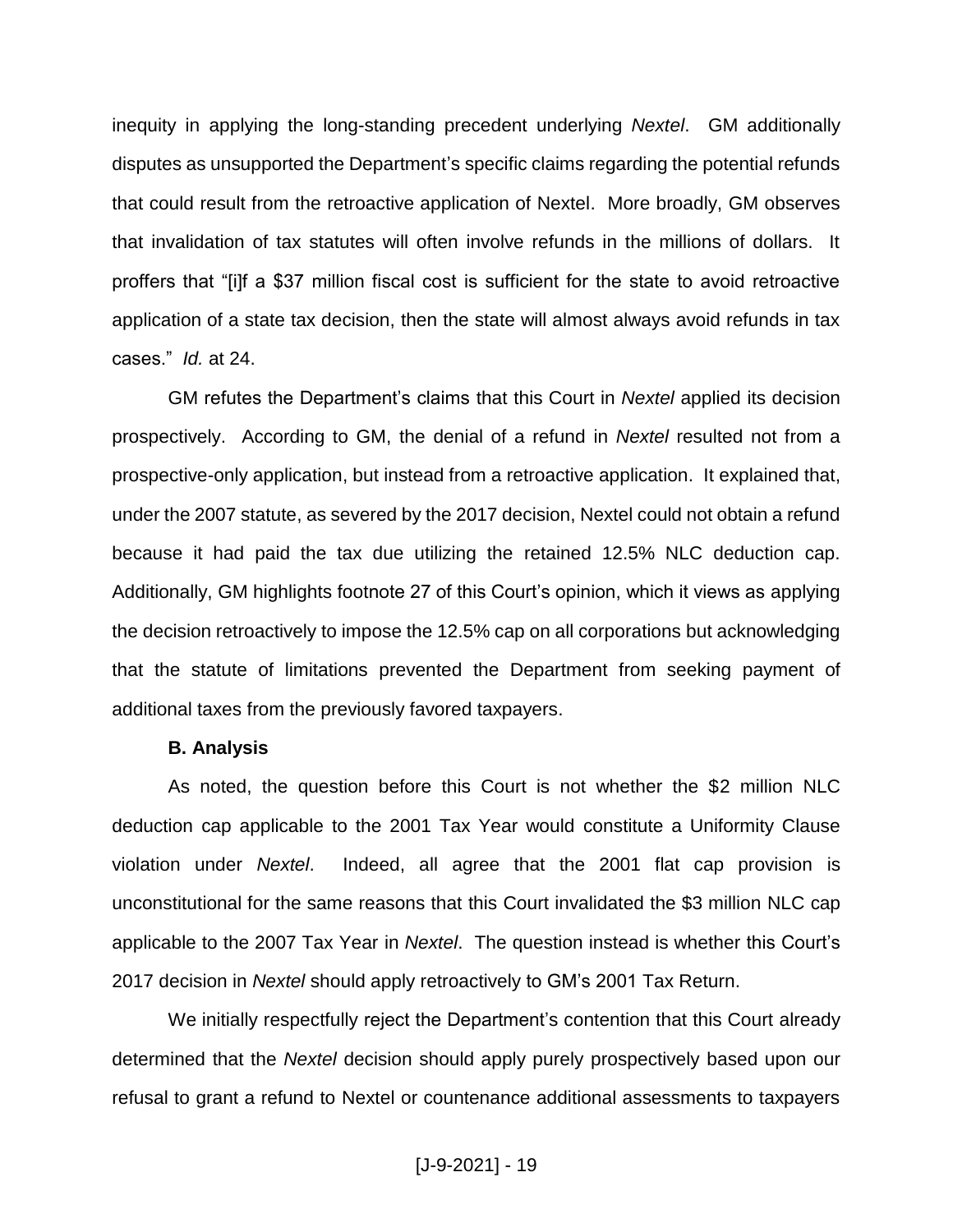inequity in applying the long-standing precedent underlying *Nextel*. GM additionally disputes as unsupported the Department's specific claims regarding the potential refunds that could result from the retroactive application of Nextel. More broadly, GM observes that invalidation of tax statutes will often involve refunds in the millions of dollars. It proffers that "[i]f a $37 million fiscal cost is sufficient for the state to avoid retroactive application of a state tax decision, then the state will almost always avoid refunds in tax cases." *Id.* at 24.

GM refutes the Department's claims that this Court in *Nextel* applied its decision prospectively. According to GM, the denial of a refund in *Nextel* resulted not from a prospective-only application, but instead from a retroactive application. It explained that, under the 2007 statute, as severed by the 2017 decision, Nextel could not obtain a refund because it had paid the tax due utilizing the retained 12.5% NLC deduction cap. Additionally, GM highlights footnote 27 of this Court's opinion, which it views as applying the decision retroactively to impose the 12.5% cap on all corporations but acknowledging that the statute of limitations prevented the Department from seeking payment of additional taxes from the previously favored taxpayers.

**B. Analysis**

As noted, the question before this Court is not whether the $2 million NLC deduction cap applicable to the 2001 Tax Year would constitute a Uniformity Clause violation under *Nextel*. Indeed, all agree that the 2001 flat cap provision is unconstitutional for the same reasons that this Court invalidated the $3 million NLC cap applicable to the 2007 Tax Year in *Nextel*. The question instead is whether this Court's 2017 decision in *Nextel* should apply retroactively to GM's 2001 Tax Return.

We initially respectfully reject the Department's contention that this Court already determined that the *Nextel* decision should apply purely prospectively based upon our refusal to grant a refund to Nextel or countenance additional assessments to taxpayers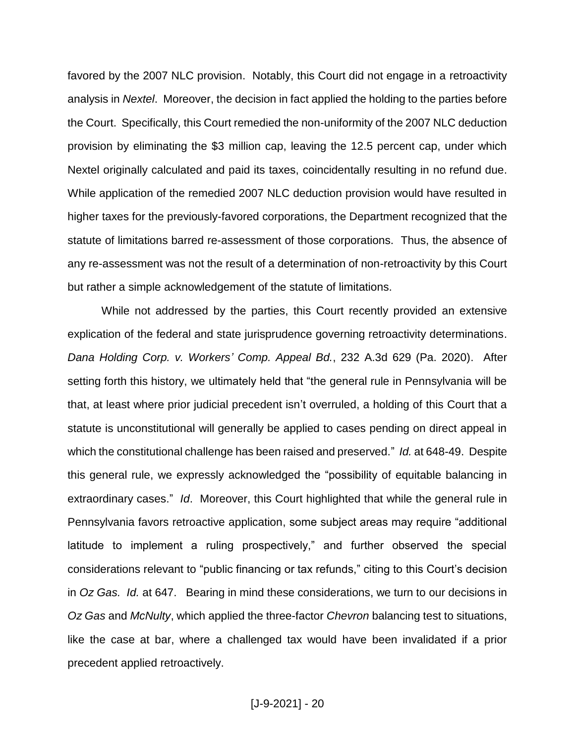favored by the 2007 NLC provision. Notably, this Court did not engage in a retroactivity analysis in *Nextel*. Moreover, the decision in fact applied the holding to the parties before the Court. Specifically, this Court remedied the non-uniformity of the 2007 NLC deduction provision by eliminating the $3 million cap, leaving the 12.5 percent cap, under which Nextel originally calculated and paid its taxes, coincidentally resulting in no refund due. While application of the remedied 2007 NLC deduction provision would have resulted in higher taxes for the previously-favored corporations, the Department recognized that the statute of limitations barred re-assessment of those corporations. Thus, the absence of any re-assessment was not the result of a determination of non-retroactivity by this Court but rather a simple acknowledgement of the statute of limitations.

While not addressed by the parties, this Court recently provided an extensive explication of the federal and state jurisprudence governing retroactivity determinations. *Dana Holding Corp. v. Workers' Comp. Appeal Bd.*, 232 A.3d 629 (Pa. 2020). After setting forth this history, we ultimately held that "the general rule in Pennsylvania will be that, at least where prior judicial precedent isn't overruled, a holding of this Court that a statute is unconstitutional will generally be applied to cases pending on direct appeal in which the constitutional challenge has been raised and preserved." *Id.* at 648-49. Despite this general rule, we expressly acknowledged the "possibility of equitable balancing in extraordinary cases." *Id*. Moreover, this Court highlighted that while the general rule in Pennsylvania favors retroactive application, some subject areas may require "additional latitude to implement a ruling prospectively," and further observed the special considerations relevant to "public financing or tax refunds," citing to this Court's decision in *Oz Gas. Id.* at 647. Bearing in mind these considerations, we turn to our decisions in *Oz Gas* and *McNulty*, which applied the three-factor *Chevron* balancing test to situations, like the case at bar, where a challenged tax would have been invalidated if a prior precedent applied retroactively.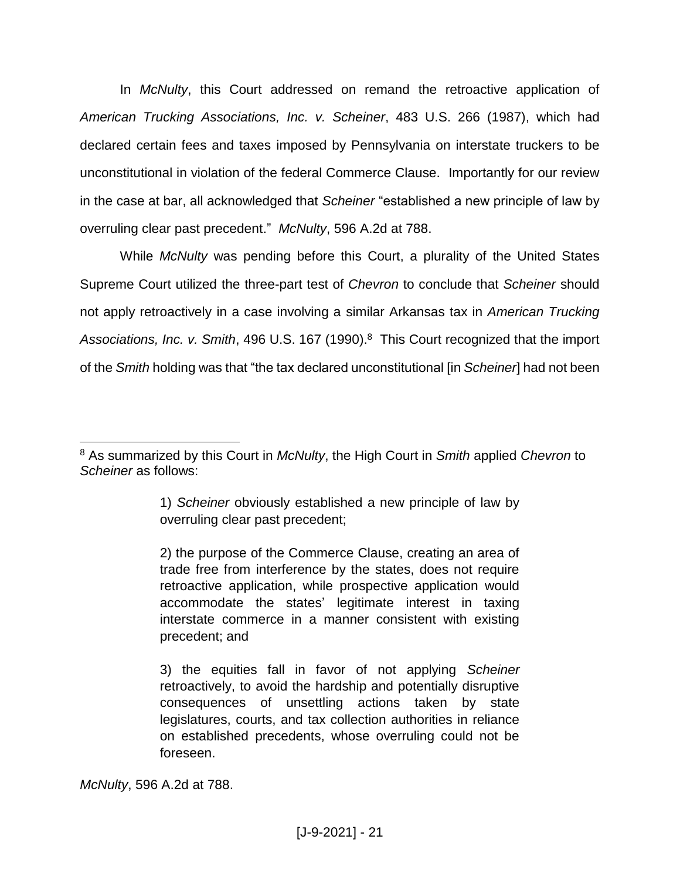In *McNulty*, this Court addressed on remand the retroactive application of *American Trucking Associations, Inc. v. Scheiner*, 483 U.S. 266 (1987), which had declared certain fees and taxes imposed by Pennsylvania on interstate truckers to be unconstitutional in violation of the federal Commerce Clause. Importantly for our review in the case at bar, all acknowledged that *Scheiner* "established a new principle of law by overruling clear past precedent." *McNulty*, 596 A.2d at 788.

While *McNulty* was pending before this Court, a plurality of the United States Supreme Court utilized the three-part test of *Chevron* to conclude that *Scheiner* should not apply retroactively in a case involving a similar Arkansas tax in *American Trucking Associations, Inc. v. Smith*, 496 U.S. 167 (1990).[8] This Court recognized that the import of the *Smith* holding was that "the tax declared unconstitutional [in *Scheiner*] had not been

---

[8] As summarized by this Court in *McNulty*, the High Court in *Smith* applied *Chevron* to *Scheiner* as follows:

> 1) *Scheiner* obviously established a new principle of law by overruling clear past precedent;
>
> 2) the purpose of the Commerce Clause, creating an area of trade free from interference by the states, does not require retroactive application, while prospective application would accommodate the states' legitimate interest in taxing interstate commerce in a manner consistent with existing precedent; and
>
> 3) the equities fall in favor of not applying *Scheiner* retroactively, to avoid the hardship and potentially disruptive consequences of unsettling actions taken by state legislatures, courts, and tax collection authorities in reliance on established precedents, whose overruling could not be foreseen.

*McNulty*, 596 A.2d at 788.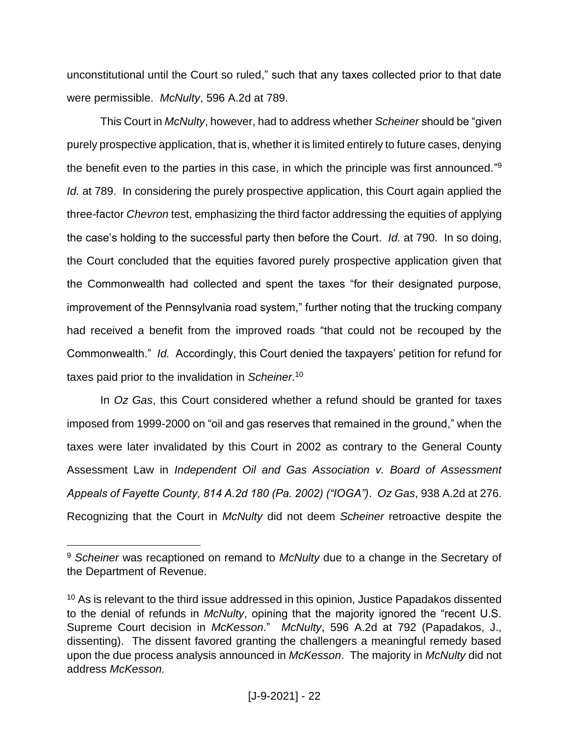unconstitutional until the Court so ruled," such that any taxes collected prior to that date were permissible. *McNulty*, 596 A.2d at 789.

This Court in *McNulty*, however, had to address whether *Scheiner* should be "given purely prospective application, that is, whether it is limited entirely to future cases, denying the benefit even to the parties in this case, in which the principle was first announced."[9] *Id.* at 789. In considering the purely prospective application, this Court again applied the three-factor *Chevron* test, emphasizing the third factor addressing the equities of applying the case's holding to the successful party then before the Court. *Id.* at 790. In so doing, the Court concluded that the equities favored purely prospective application given that the Commonwealth had collected and spent the taxes "for their designated purpose, improvement of the Pennsylvania road system," further noting that the trucking company had received a benefit from the improved roads "that could not be recouped by the Commonwealth." *Id.* Accordingly, this Court denied the taxpayers' petition for refund for taxes paid prior to the invalidation in *Scheiner*.[10]

In *Oz Gas*, this Court considered whether a refund should be granted for taxes imposed from 1999-2000 on "oil and gas reserves that remained in the ground," when the taxes were later invalidated by this Court in 2002 as contrary to the General County Assessment Law in *Independent Oil and Gas Association v. Board of Assessment Appeals of Fayette County, 814 A.2d 180 (Pa. 2002) ("IOGA")*. *Oz Gas*, 938 A.2d at 276. Recognizing that the Court in *McNulty* did not deem *Scheiner* retroactive despite the

---

[9] *Scheiner* was recaptioned on remand to *McNulty* due to a change in the Secretary of the Department of Revenue.

[10] As is relevant to the third issue addressed in this opinion, Justice Papadakos dissented to the denial of refunds in *McNulty*, opining that the majority ignored the "recent U.S. Supreme Court decision in *McKesson*." *McNulty*, 596 A.2d at 792 (Papadakos, J., dissenting). The dissent favored granting the challengers a meaningful remedy based upon the due process analysis announced in *McKesson*. The majority in *McNulty* did not address *McKesson.*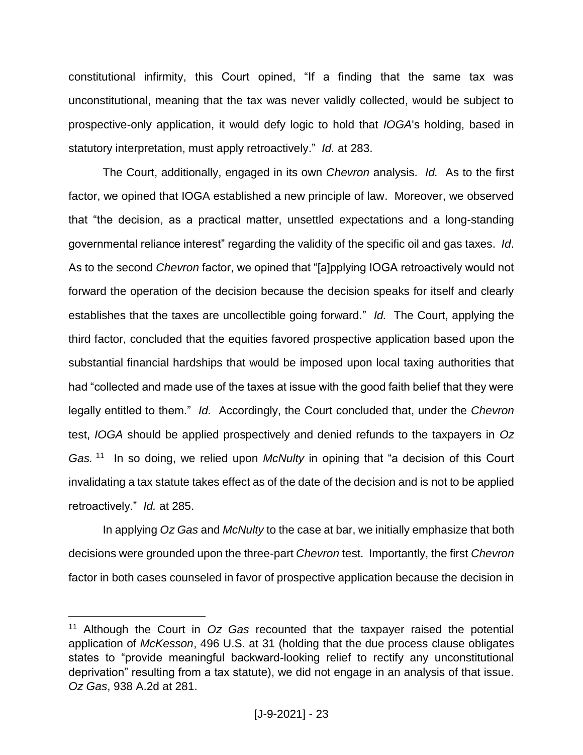constitutional infirmity, this Court opined, "If a finding that the same tax was unconstitutional, meaning that the tax was never validly collected, would be subject to prospective-only application, it would defy logic to hold that *IOGA*'s holding, based in statutory interpretation, must apply retroactively." *Id.* at 283.

The Court, additionally, engaged in its own *Chevron* analysis. *Id.* As to the first factor, we opined that IOGA established a new principle of law. Moreover, we observed that "the decision, as a practical matter, unsettled expectations and a long-standing governmental reliance interest" regarding the validity of the specific oil and gas taxes. *Id*. As to the second *Chevron* factor, we opined that "[a]pplying IOGA retroactively would not forward the operation of the decision because the decision speaks for itself and clearly establishes that the taxes are uncollectible going forward." *Id.* The Court, applying the third factor, concluded that the equities favored prospective application based upon the substantial financial hardships that would be imposed upon local taxing authorities that had "collected and made use of the taxes at issue with the good faith belief that they were legally entitled to them." *Id.* Accordingly, the Court concluded that, under the *Chevron* test, *IOGA* should be applied prospectively and denied refunds to the taxpayers in *Oz Gas.*[11] In so doing, we relied upon *McNulty* in opining that "a decision of this Court invalidating a tax statute takes effect as of the date of the decision and is not to be applied retroactively." *Id.* at 285.

In applying *Oz Gas* and *McNulty* to the case at bar, we initially emphasize that both decisions were grounded upon the three-part *Chevron* test. Importantly, the first *Chevron* factor in both cases counseled in favor of prospective application because the decision in

---

[11] Although the Court in *Oz Gas* recounted that the taxpayer raised the potential application of *McKesson*, 496 U.S. at 31 (holding that the due process clause obligates states to "provide meaningful backward-looking relief to rectify any unconstitutional deprivation" resulting from a tax statute), we did not engage in an analysis of that issue. *Oz Gas*, 938 A.2d at 281.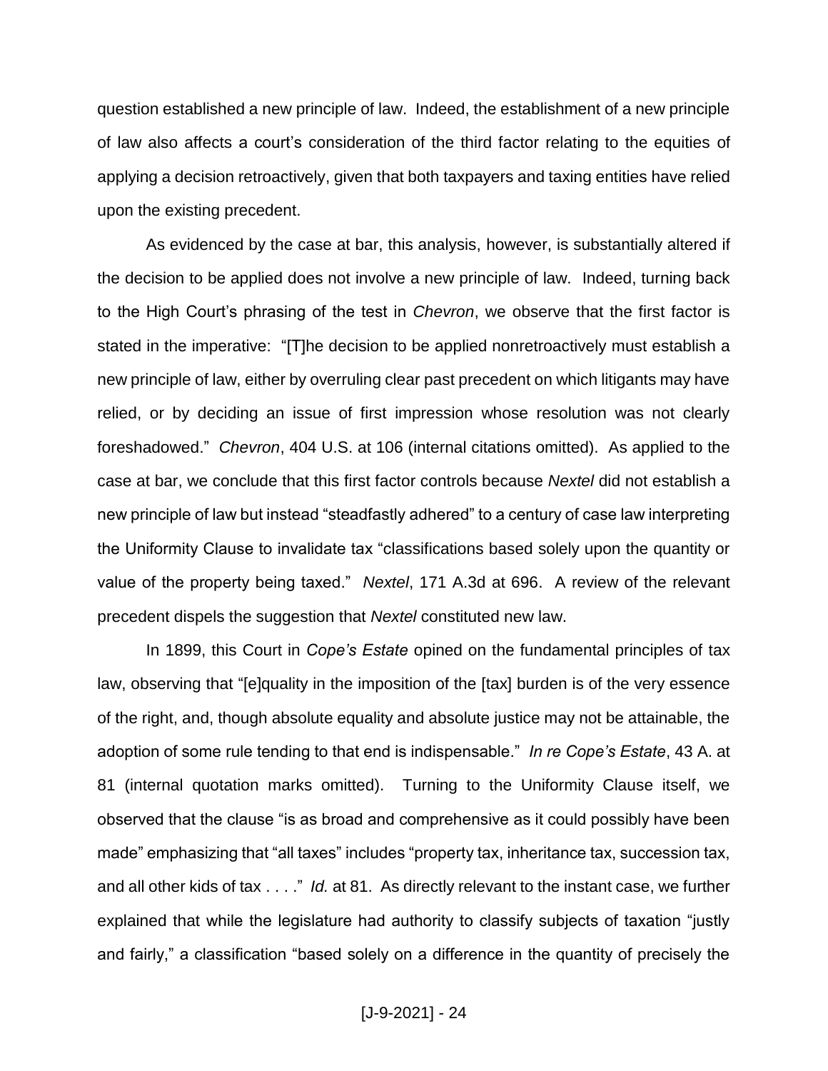question established a new principle of law. Indeed, the establishment of a new principle of law also affects a court's consideration of the third factor relating to the equities of applying a decision retroactively, given that both taxpayers and taxing entities have relied upon the existing precedent.

As evidenced by the case at bar, this analysis, however, is substantially altered if the decision to be applied does not involve a new principle of law. Indeed, turning back to the High Court's phrasing of the test in *Chevron*, we observe that the first factor is stated in the imperative: "[T]he decision to be applied nonretroactively must establish a new principle of law, either by overruling clear past precedent on which litigants may have relied, or by deciding an issue of first impression whose resolution was not clearly foreshadowed." *Chevron*, 404 U.S. at 106 (internal citations omitted). As applied to the case at bar, we conclude that this first factor controls because *Nextel* did not establish a new principle of law but instead "steadfastly adhered" to a century of case law interpreting the Uniformity Clause to invalidate tax "classifications based solely upon the quantity or value of the property being taxed." *Nextel*, 171 A.3d at 696. A review of the relevant precedent dispels the suggestion that *Nextel* constituted new law.

In 1899, this Court in *Cope's Estate* opined on the fundamental principles of tax law, observing that "[e]quality in the imposition of the [tax] burden is of the very essence of the right, and, though absolute equality and absolute justice may not be attainable, the adoption of some rule tending to that end is indispensable." *In re Cope's Estate*, 43 A. at 81 (internal quotation marks omitted). Turning to the Uniformity Clause itself, we observed that the clause "is as broad and comprehensive as it could possibly have been made" emphasizing that "all taxes" includes "property tax, inheritance tax, succession tax, and all other kids of tax . . . ." *Id.* at 81. As directly relevant to the instant case, we further explained that while the legislature had authority to classify subjects of taxation "justly and fairly," a classification "based solely on a difference in the quantity of precisely the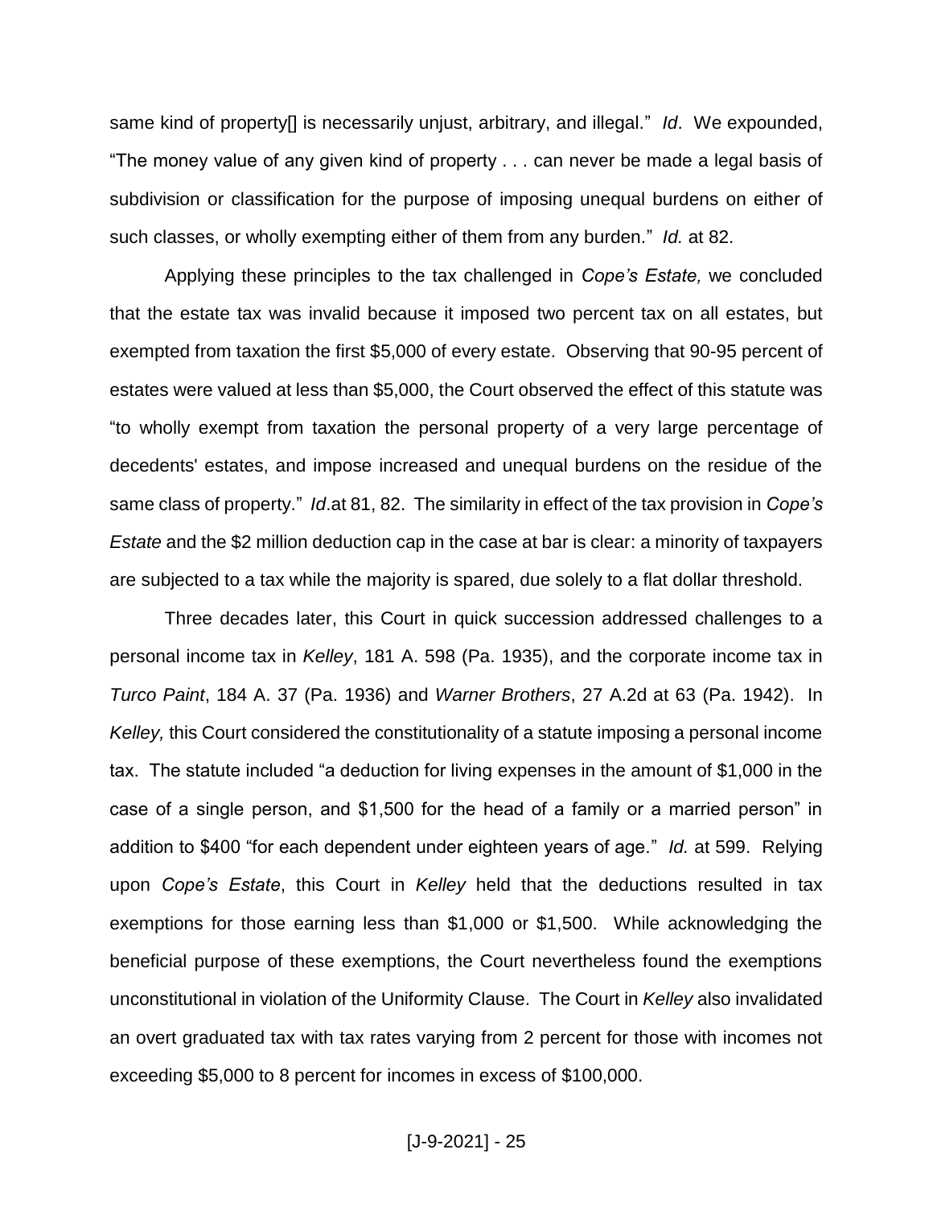same kind of property[] is necessarily unjust, arbitrary, and illegal." *Id*. We expounded, "The money value of any given kind of property . . . can never be made a legal basis of subdivision or classification for the purpose of imposing unequal burdens on either of such classes, or wholly exempting either of them from any burden." *Id.* at 82.

Applying these principles to the tax challenged in *Cope's Estate,* we concluded that the estate tax was invalid because it imposed two percent tax on all estates, but exempted from taxation the first $5,000 of every estate. Observing that 90-95 percent of estates were valued at less than $5,000, the Court observed the effect of this statute was "to wholly exempt from taxation the personal property of a very large percentage of decedents' estates, and impose increased and unequal burdens on the residue of the same class of property." *Id*.at 81, 82. The similarity in effect of the tax provision in *Cope's Estate* and the $2 million deduction cap in the case at bar is clear: a minority of taxpayers are subjected to a tax while the majority is spared, due solely to a flat dollar threshold.

Three decades later, this Court in quick succession addressed challenges to a personal income tax in *Kelley*, 181 A. 598 (Pa. 1935), and the corporate income tax in *Turco Paint*, 184 A. 37 (Pa. 1936) and *Warner Brothers*, 27 A.2d at 63 (Pa. 1942). In *Kelley,* this Court considered the constitutionality of a statute imposing a personal income tax. The statute included "a deduction for living expenses in the amount of $1,000 in the case of a single person, and $1,500 for the head of a family or a married person" in addition to $400 "for each dependent under eighteen years of age." *Id.* at 599. Relying upon *Cope's Estate*, this Court in *Kelley* held that the deductions resulted in tax exemptions for those earning less than $1,000 or $1,500. While acknowledging the beneficial purpose of these exemptions, the Court nevertheless found the exemptions unconstitutional in violation of the Uniformity Clause. The Court in *Kelley* also invalidated an overt graduated tax with tax rates varying from 2 percent for those with incomes not exceeding $5,000 to 8 percent for incomes in excess of $100,000.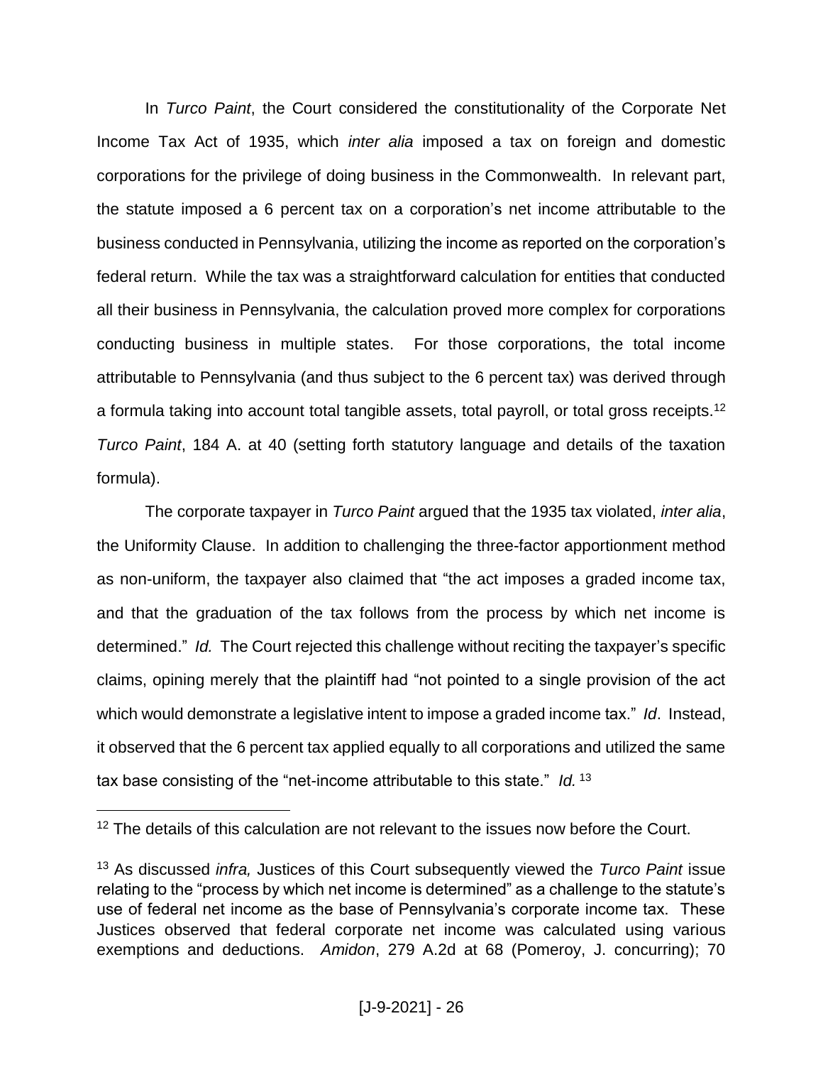In *Turco Paint*, the Court considered the constitutionality of the Corporate Net Income Tax Act of 1935, which *inter alia* imposed a tax on foreign and domestic corporations for the privilege of doing business in the Commonwealth. In relevant part, the statute imposed a 6 percent tax on a corporation's net income attributable to the business conducted in Pennsylvania, utilizing the income as reported on the corporation's federal return. While the tax was a straightforward calculation for entities that conducted all their business in Pennsylvania, the calculation proved more complex for corporations conducting business in multiple states. For those corporations, the total income attributable to Pennsylvania (and thus subject to the 6 percent tax) was derived through a formula taking into account total tangible assets, total payroll, or total gross receipts.[12] *Turco Paint*, 184 A. at 40 (setting forth statutory language and details of the taxation formula).

The corporate taxpayer in *Turco Paint* argued that the 1935 tax violated, *inter alia*, the Uniformity Clause. In addition to challenging the three-factor apportionment method as non-uniform, the taxpayer also claimed that "the act imposes a graded income tax, and that the graduation of the tax follows from the process by which net income is determined." *Id.* The Court rejected this challenge without reciting the taxpayer's specific claims, opining merely that the plaintiff had "not pointed to a single provision of the act which would demonstrate a legislative intent to impose a graded income tax." *Id*. Instead, it observed that the 6 percent tax applied equally to all corporations and utilized the same tax base consisting of the "net-income attributable to this state." *Id.*[13]

---

[12] The details of this calculation are not relevant to the issues now before the Court.

[13] As discussed *infra,* Justices of this Court subsequently viewed the *Turco Paint* issue relating to the "process by which net income is determined" as a challenge to the statute's use of federal net income as the base of Pennsylvania's corporate income tax. These Justices observed that federal corporate net income was calculated using various exemptions and deductions. *Amidon*, 279 A.2d at 68 (Pomeroy, J. concurring); 70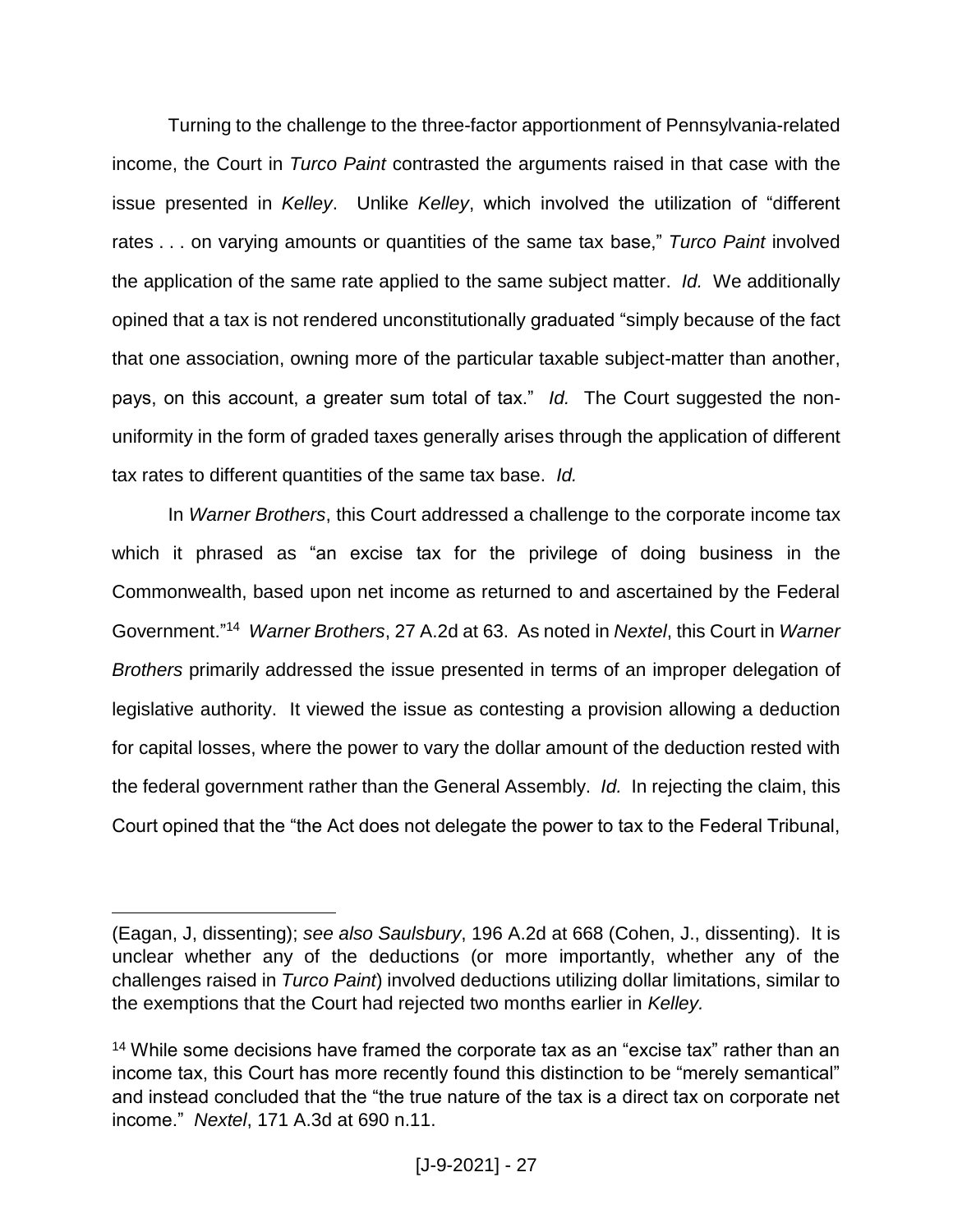Turning to the challenge to the three-factor apportionment of Pennsylvania-related income, the Court in *Turco Paint* contrasted the arguments raised in that case with the issue presented in *Kelley*. Unlike *Kelley*, which involved the utilization of "different rates . . . on varying amounts or quantities of the same tax base," *Turco Paint* involved the application of the same rate applied to the same subject matter. *Id.* We additionally opined that a tax is not rendered unconstitutionally graduated "simply because of the fact that one association, owning more of the particular taxable subject-matter than another, pays, on this account, a greater sum total of tax." *Id.* The Court suggested the non-uniformity in the form of graded taxes generally arises through the application of different tax rates to different quantities of the same tax base. *Id.*

In *Warner Brothers*, this Court addressed a challenge to the corporate income tax which it phrased as "an excise tax for the privilege of doing business in the Commonwealth, based upon net income as returned to and ascertained by the Federal Government."[14] *Warner Brothers*, 27 A.2d at 63. As noted in *Nextel*, this Court in *Warner Brothers* primarily addressed the issue presented in terms of an improper delegation of legislative authority. It viewed the issue as contesting a provision allowing a deduction for capital losses, where the power to vary the dollar amount of the deduction rested with the federal government rather than the General Assembly. *Id.* In rejecting the claim, this Court opined that the "the Act does not delegate the power to tax to the Federal Tribunal,

---

(Eagan, J, dissenting); *see also Saulsbury*, 196 A.2d at 668 (Cohen, J., dissenting). It is unclear whether any of the deductions (or more importantly, whether any of the challenges raised in *Turco Paint*) involved deductions utilizing dollar limitations, similar to the exemptions that the Court had rejected two months earlier in *Kelley.*

[14] While some decisions have framed the corporate tax as an "excise tax" rather than an income tax, this Court has more recently found this distinction to be "merely semantical" and instead concluded that the "the true nature of the tax is a direct tax on corporate net income." *Nextel*, 171 A.3d at 690 n.11.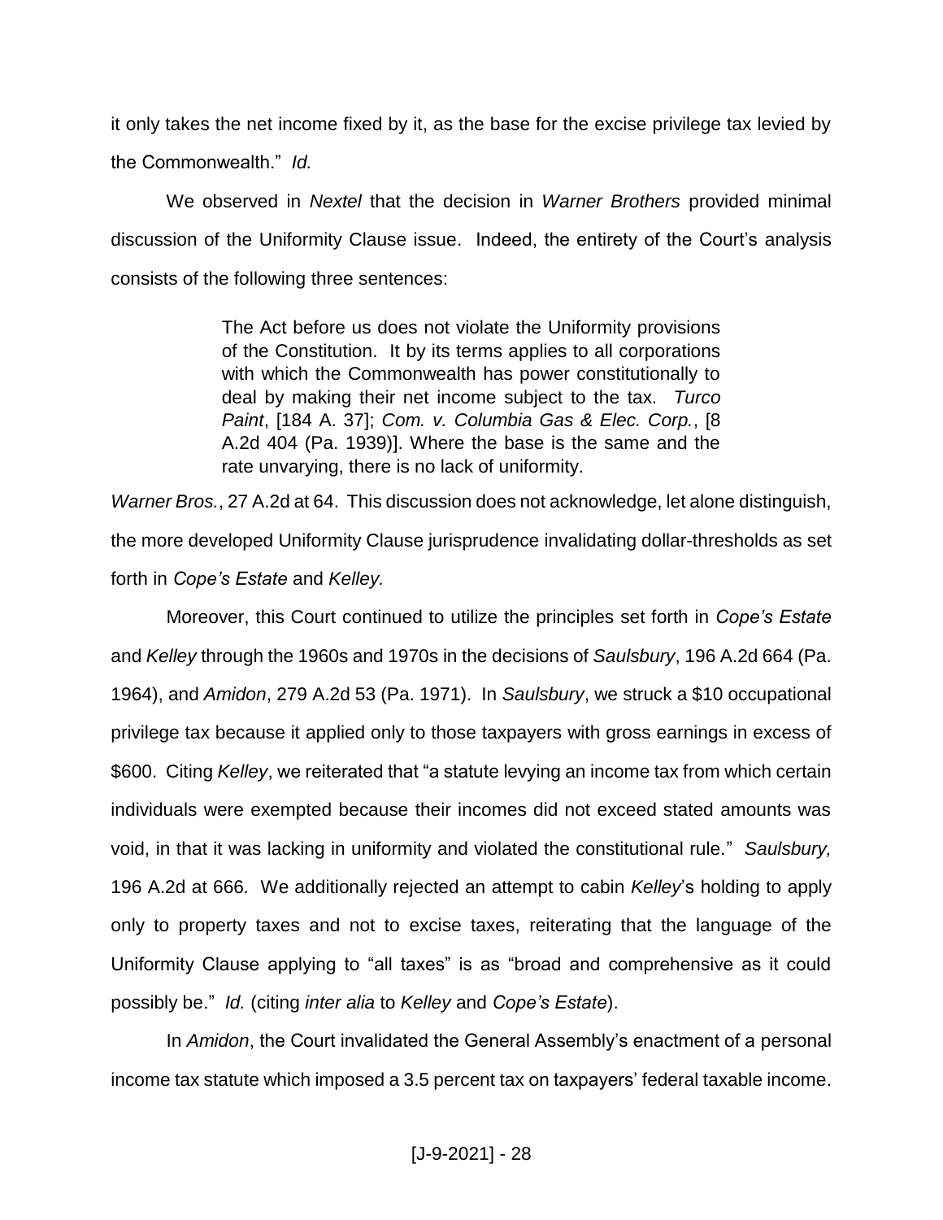it only takes the net income fixed by it, as the base for the excise privilege tax levied by the Commonwealth." *Id.*

We observed in *Nextel* that the decision in *Warner Brothers* provided minimal discussion of the Uniformity Clause issue. Indeed, the entirety of the Court's analysis consists of the following three sentences:

> The Act before us does not violate the Uniformity provisions of the Constitution. It by its terms applies to all corporations with which the Commonwealth has power constitutionally to deal by making their net income subject to the tax. *Turco Paint*, [184 A. 37]; *Com. v. Columbia Gas & Elec. Corp.*, [8 A.2d 404 (Pa. 1939)]. Where the base is the same and the rate unvarying, there is no lack of uniformity.

*Warner Bros.*, 27 A.2d at 64. This discussion does not acknowledge, let alone distinguish, the more developed Uniformity Clause jurisprudence invalidating dollar-thresholds as set forth in *Cope's Estate* and *Kelley.*

Moreover, this Court continued to utilize the principles set forth in *Cope's Estate* and *Kelley* through the 1960s and 1970s in the decisions of *Saulsbury*, 196 A.2d 664 (Pa. 1964), and *Amidon*, 279 A.2d 53 (Pa. 1971). In *Saulsbury*, we struck a $10 occupational privilege tax because it applied only to those taxpayers with gross earnings in excess of $600. Citing *Kelley*, we reiterated that "a statute levying an income tax from which certain individuals were exempted because their incomes did not exceed stated amounts was void, in that it was lacking in uniformity and violated the constitutional rule." *Saulsbury,* 196 A.2d at 666*.* We additionally rejected an attempt to cabin *Kelley*'s holding to apply only to property taxes and not to excise taxes, reiterating that the language of the Uniformity Clause applying to "all taxes" is as "broad and comprehensive as it could possibly be." *Id.* (citing *inter alia* to *Kelley* and *Cope's Estate*).

In *Amidon*, the Court invalidated the General Assembly's enactment of a personal income tax statute which imposed a 3.5 percent tax on taxpayers' federal taxable income.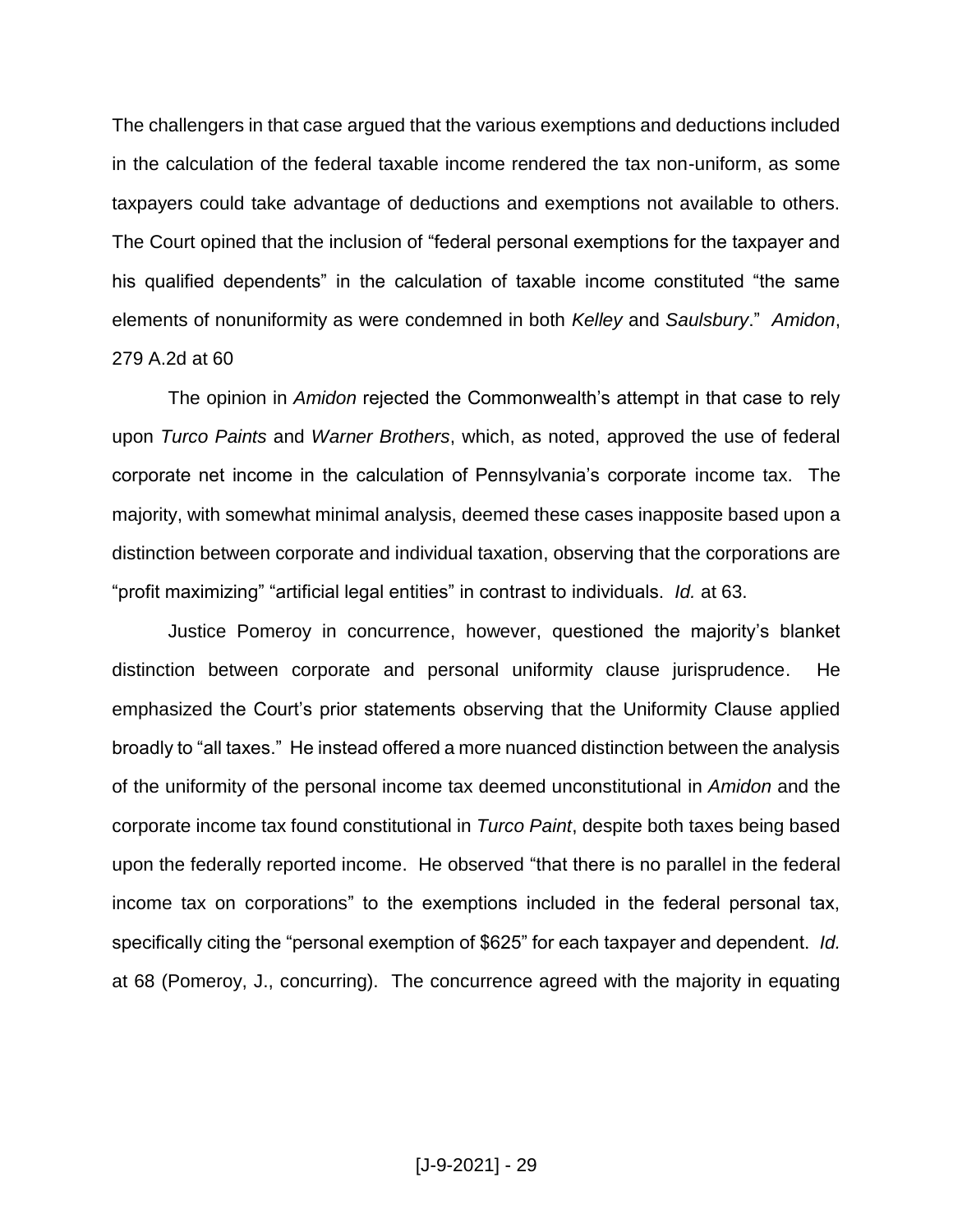The challengers in that case argued that the various exemptions and deductions included in the calculation of the federal taxable income rendered the tax non-uniform, as some taxpayers could take advantage of deductions and exemptions not available to others. The Court opined that the inclusion of "federal personal exemptions for the taxpayer and his qualified dependents" in the calculation of taxable income constituted "the same elements of nonuniformity as were condemned in both *Kelley* and *Saulsbury*." *Amidon*, 279 A.2d at 60

The opinion in *Amidon* rejected the Commonwealth's attempt in that case to rely upon *Turco Paints* and *Warner Brothers*, which, as noted, approved the use of federal corporate net income in the calculation of Pennsylvania's corporate income tax. The majority, with somewhat minimal analysis, deemed these cases inapposite based upon a distinction between corporate and individual taxation, observing that the corporations are "profit maximizing" "artificial legal entities" in contrast to individuals. *Id.* at 63.

Justice Pomeroy in concurrence, however, questioned the majority's blanket distinction between corporate and personal uniformity clause jurisprudence. He emphasized the Court's prior statements observing that the Uniformity Clause applied broadly to "all taxes." He instead offered a more nuanced distinction between the analysis of the uniformity of the personal income tax deemed unconstitutional in *Amidon* and the corporate income tax found constitutional in *Turco Paint*, despite both taxes being based upon the federally reported income. He observed "that there is no parallel in the federal income tax on corporations" to the exemptions included in the federal personal tax, specifically citing the "personal exemption of $625" for each taxpayer and dependent. *Id.* at 68 (Pomeroy, J., concurring). The concurrence agreed with the majority in equating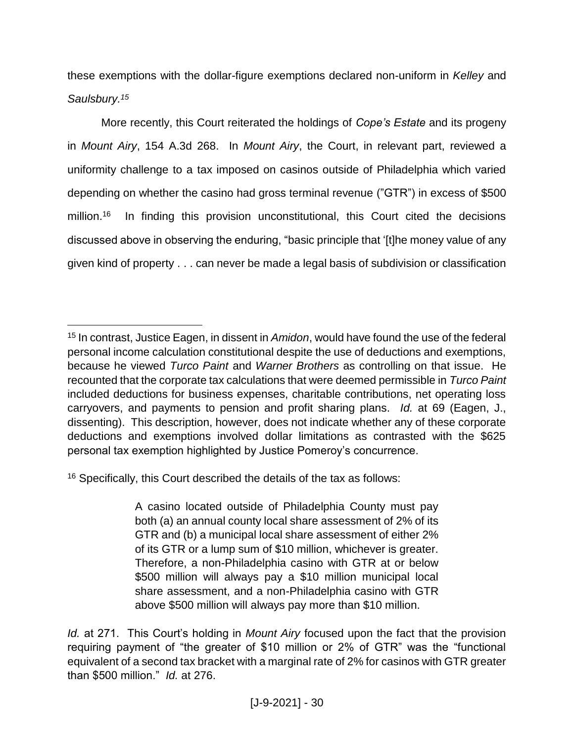these exemptions with the dollar-figure exemptions declared non-uniform in *Kelley* and *Saulsbury.*[15]

More recently, this Court reiterated the holdings of *Cope's Estate* and its progeny in *Mount Airy*, 154 A.3d 268. In *Mount Airy*, the Court, in relevant part, reviewed a uniformity challenge to a tax imposed on casinos outside of Philadelphia which varied depending on whether the casino had gross terminal revenue ("GTR") in excess of $500 million.[16] In finding this provision unconstitutional, this Court cited the decisions discussed above in observing the enduring, "basic principle that '[t]he money value of any given kind of property . . . can never be made a legal basis of subdivision or classification

---

[15] In contrast, Justice Eagen, in dissent in *Amidon*, would have found the use of the federal personal income calculation constitutional despite the use of deductions and exemptions, because he viewed *Turco Paint* and *Warner Brothers* as controlling on that issue. He recounted that the corporate tax calculations that were deemed permissible in *Turco Paint* included deductions for business expenses, charitable contributions, net operating loss carryovers, and payments to pension and profit sharing plans. *Id.* at 69 (Eagen, J., dissenting). This description, however, does not indicate whether any of these corporate deductions and exemptions involved dollar limitations as contrasted with the $625 personal tax exemption highlighted by Justice Pomeroy's concurrence.

[16] Specifically, this Court described the details of the tax as follows:

> A casino located outside of Philadelphia County must pay both (a) an annual county local share assessment of 2% of its GTR and (b) a municipal local share assessment of either 2% of its GTR or a lump sum of $10 million, whichever is greater. Therefore, a non-Philadelphia casino with GTR at or below $500 million will always pay a $10 million municipal local share assessment, and a non-Philadelphia casino with GTR above $500 million will always pay more than $10 million.

*Id.* at 271. This Court's holding in *Mount Airy* focused upon the fact that the provision requiring payment of "the greater of $10 million or 2% of GTR" was the "functional equivalent of a second tax bracket with a marginal rate of 2% for casinos with GTR greater than $500 million." *Id.* at 276.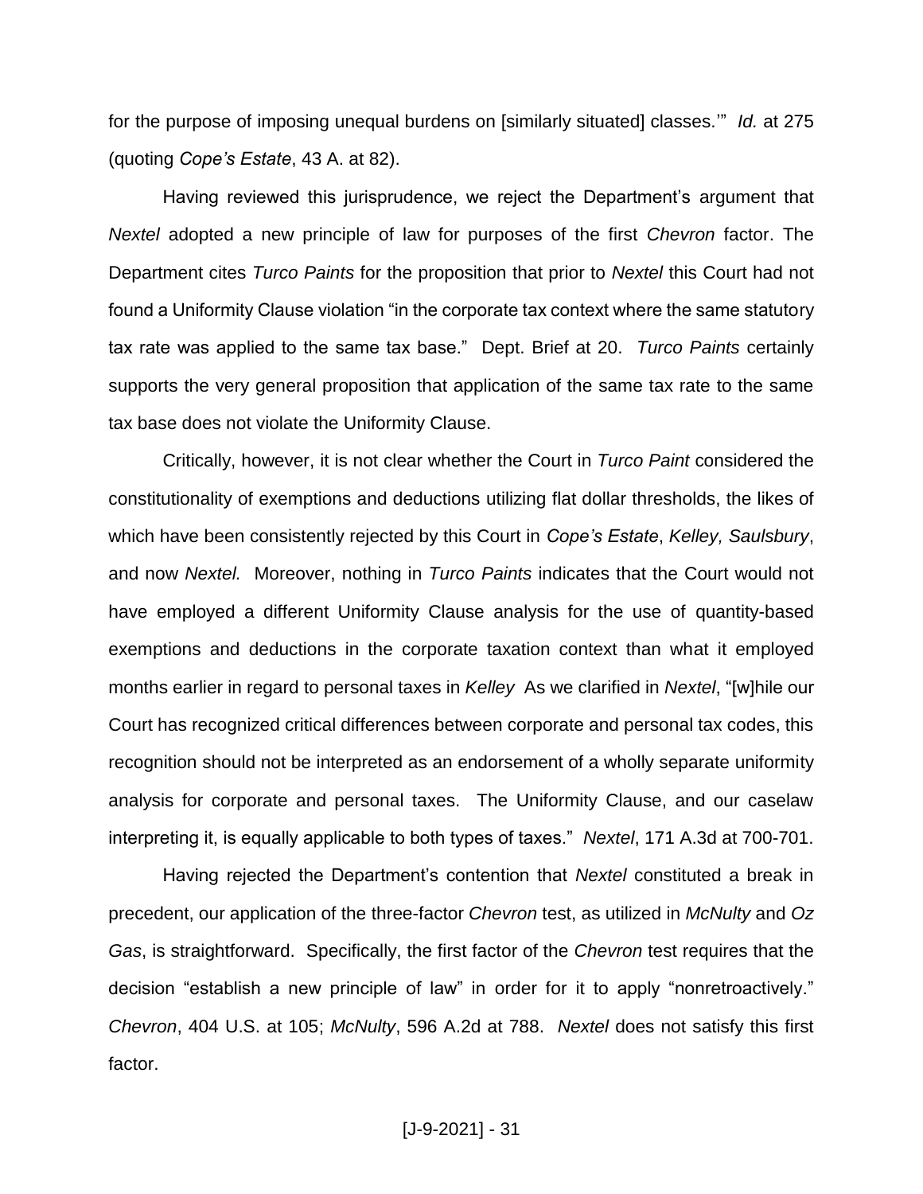for the purpose of imposing unequal burdens on [similarly situated] classes.'" *Id.* at 275 (quoting *Cope's Estate*, 43 A. at 82).

Having reviewed this jurisprudence, we reject the Department's argument that *Nextel* adopted a new principle of law for purposes of the first *Chevron* factor. The Department cites *Turco Paints* for the proposition that prior to *Nextel* this Court had not found a Uniformity Clause violation "in the corporate tax context where the same statutory tax rate was applied to the same tax base." Dept. Brief at 20. *Turco Paints* certainly supports the very general proposition that application of the same tax rate to the same tax base does not violate the Uniformity Clause.

Critically, however, it is not clear whether the Court in *Turco Paint* considered the constitutionality of exemptions and deductions utilizing flat dollar thresholds, the likes of which have been consistently rejected by this Court in *Cope's Estate*, *Kelley, Saulsbury*, and now *Nextel.* Moreover, nothing in *Turco Paints* indicates that the Court would not have employed a different Uniformity Clause analysis for the use of quantity-based exemptions and deductions in the corporate taxation context than what it employed months earlier in regard to personal taxes in *Kelley* As we clarified in *Nextel*, "[w]hile our Court has recognized critical differences between corporate and personal tax codes, this recognition should not be interpreted as an endorsement of a wholly separate uniformity analysis for corporate and personal taxes. The Uniformity Clause, and our caselaw interpreting it, is equally applicable to both types of taxes." *Nextel*, 171 A.3d at 700-701.

Having rejected the Department's contention that *Nextel* constituted a break in precedent, our application of the three-factor *Chevron* test, as utilized in *McNulty* and *Oz Gas*, is straightforward. Specifically, the first factor of the *Chevron* test requires that the decision "establish a new principle of law" in order for it to apply "nonretroactively." *Chevron*, 404 U.S. at 105; *McNulty*, 596 A.2d at 788. *Nextel* does not satisfy this first factor.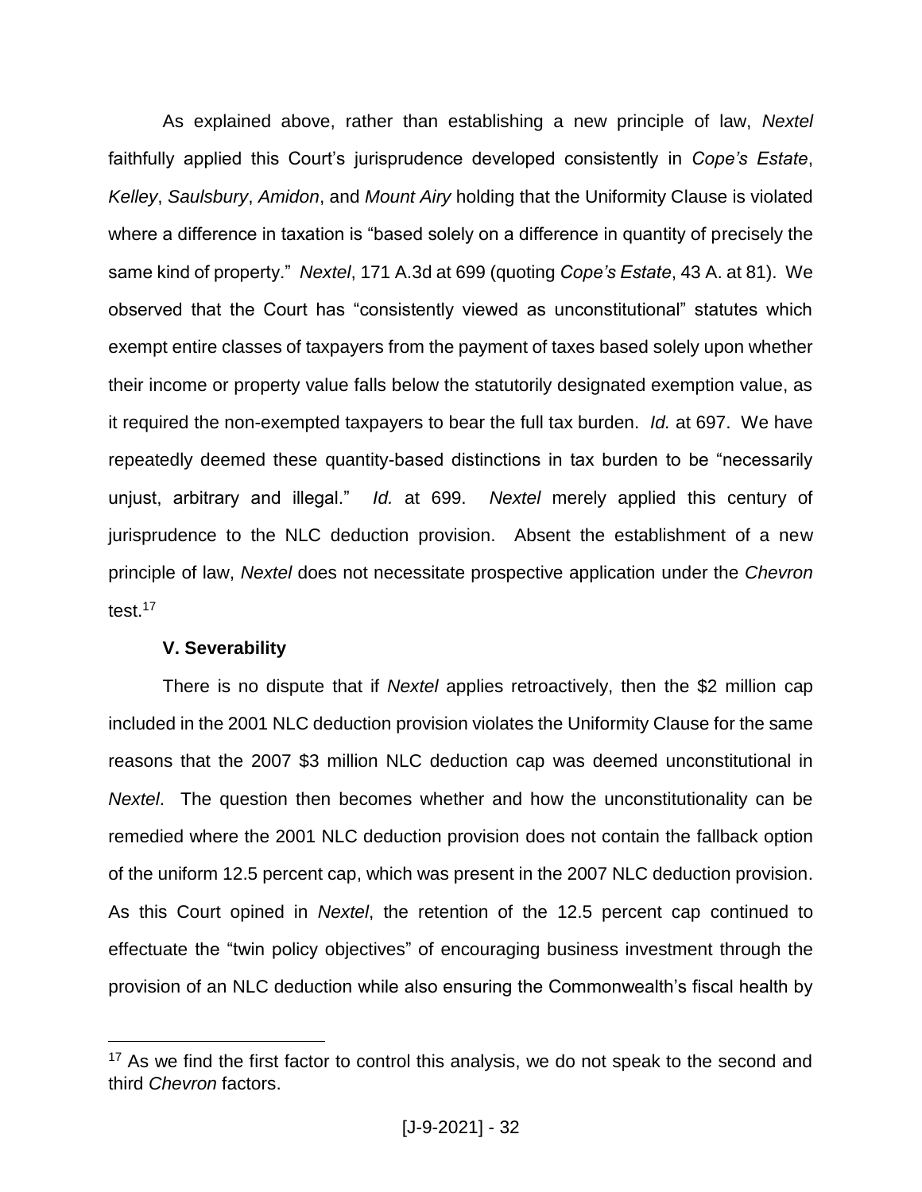As explained above, rather than establishing a new principle of law, *Nextel* faithfully applied this Court's jurisprudence developed consistently in *Cope's Estate*, *Kelley*, *Saulsbury*, *Amidon*, and *Mount Airy* holding that the Uniformity Clause is violated where a difference in taxation is "based solely on a difference in quantity of precisely the same kind of property." *Nextel*, 171 A.3d at 699 (quoting *Cope's Estate*, 43 A. at 81). We observed that the Court has "consistently viewed as unconstitutional" statutes which exempt entire classes of taxpayers from the payment of taxes based solely upon whether their income or property value falls below the statutorily designated exemption value, as it required the non-exempted taxpayers to bear the full tax burden. *Id.* at 697. We have repeatedly deemed these quantity-based distinctions in tax burden to be "necessarily unjust, arbitrary and illegal." *Id.* at 699. *Nextel* merely applied this century of jurisprudence to the NLC deduction provision. Absent the establishment of a new principle of law, *Nextel* does not necessitate prospective application under the *Chevron* test.[17]

### V. Severability

There is no dispute that if *Nextel* applies retroactively, then the $2 million cap included in the 2001 NLC deduction provision violates the Uniformity Clause for the same reasons that the 2007 $3 million NLC deduction cap was deemed unconstitutional in *Nextel*. The question then becomes whether and how the unconstitutionality can be remedied where the 2001 NLC deduction provision does not contain the fallback option of the uniform 12.5 percent cap, which was present in the 2007 NLC deduction provision. As this Court opined in *Nextel*, the retention of the 12.5 percent cap continued to effectuate the "twin policy objectives" of encouraging business investment through the provision of an NLC deduction while also ensuring the Commonwealth's fiscal health by

[17] As we find the first factor to control this analysis, we do not speak to the second and third *Chevron* factors.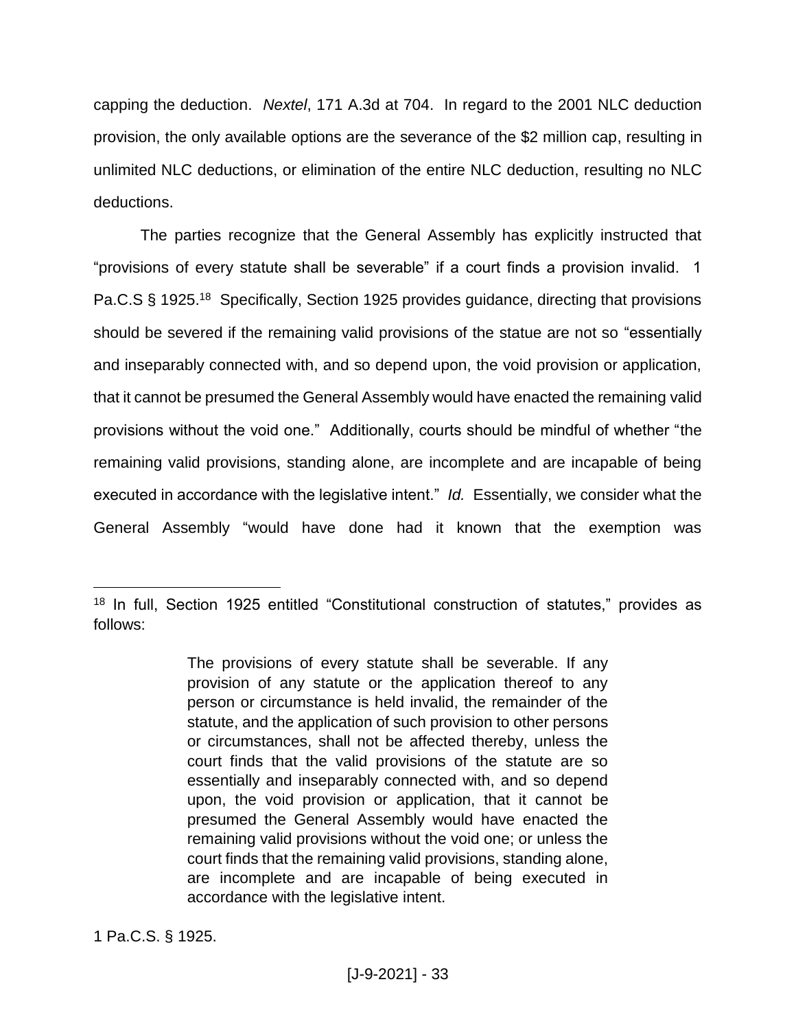capping the deduction. *Nextel*, 171 A.3d at 704. In regard to the 2001 NLC deduction provision, the only available options are the severance of the $2 million cap, resulting in unlimited NLC deductions, or elimination of the entire NLC deduction, resulting no NLC deductions.

The parties recognize that the General Assembly has explicitly instructed that "provisions of every statute shall be severable" if a court finds a provision invalid. 1 Pa.C.S § 1925.[18] Specifically, Section 1925 provides guidance, directing that provisions should be severed if the remaining valid provisions of the statue are not so "essentially and inseparably connected with, and so depend upon, the void provision or application, that it cannot be presumed the General Assembly would have enacted the remaining valid provisions without the void one." Additionally, courts should be mindful of whether "the remaining valid provisions, standing alone, are incomplete and are incapable of being executed in accordance with the legislative intent." *Id.* Essentially, we consider what the General Assembly "would have done had it known that the exemption was

---

[18] In full, Section 1925 entitled "Constitutional construction of statutes," provides as follows:

> The provisions of every statute shall be severable. If any provision of any statute or the application thereof to any person or circumstance is held invalid, the remainder of the statute, and the application of such provision to other persons or circumstances, shall not be affected thereby, unless the court finds that the valid provisions of the statute are so essentially and inseparably connected with, and so depend upon, the void provision or application, that it cannot be presumed the General Assembly would have enacted the remaining valid provisions without the void one; or unless the court finds that the remaining valid provisions, standing alone, are incomplete and are incapable of being executed in accordance with the legislative intent.

1 Pa.C.S. § 1925.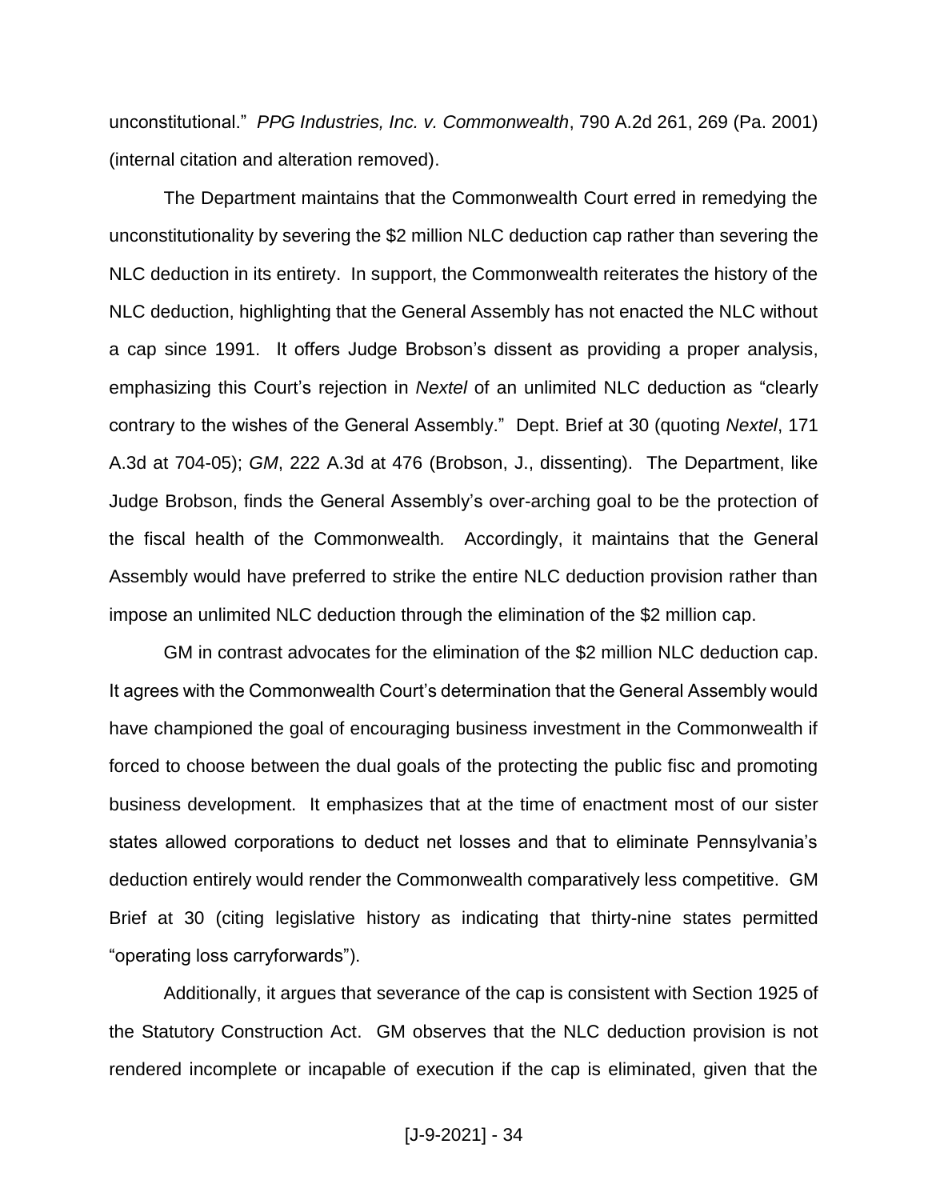unconstitutional." *PPG Industries, Inc. v. Commonwealth*, 790 A.2d 261, 269 (Pa. 2001) (internal citation and alteration removed).

The Department maintains that the Commonwealth Court erred in remedying the unconstitutionality by severing the $2 million NLC deduction cap rather than severing the NLC deduction in its entirety. In support, the Commonwealth reiterates the history of the NLC deduction, highlighting that the General Assembly has not enacted the NLC without a cap since 1991. It offers Judge Brobson's dissent as providing a proper analysis, emphasizing this Court's rejection in *Nextel* of an unlimited NLC deduction as "clearly contrary to the wishes of the General Assembly." Dept. Brief at 30 (quoting *Nextel*, 171 A.3d at 704-05); *GM*, 222 A.3d at 476 (Brobson, J., dissenting). The Department, like Judge Brobson, finds the General Assembly's over-arching goal to be the protection of the fiscal health of the Commonwealth. Accordingly, it maintains that the General Assembly would have preferred to strike the entire NLC deduction provision rather than impose an unlimited NLC deduction through the elimination of the $2 million cap.

GM in contrast advocates for the elimination of the $2 million NLC deduction cap. It agrees with the Commonwealth Court's determination that the General Assembly would have championed the goal of encouraging business investment in the Commonwealth if forced to choose between the dual goals of the protecting the public fisc and promoting business development. It emphasizes that at the time of enactment most of our sister states allowed corporations to deduct net losses and that to eliminate Pennsylvania's deduction entirely would render the Commonwealth comparatively less competitive. GM Brief at 30 (citing legislative history as indicating that thirty-nine states permitted "operating loss carryforwards").

Additionally, it argues that severance of the cap is consistent with Section 1925 of the Statutory Construction Act. GM observes that the NLC deduction provision is not rendered incomplete or incapable of execution if the cap is eliminated, given that the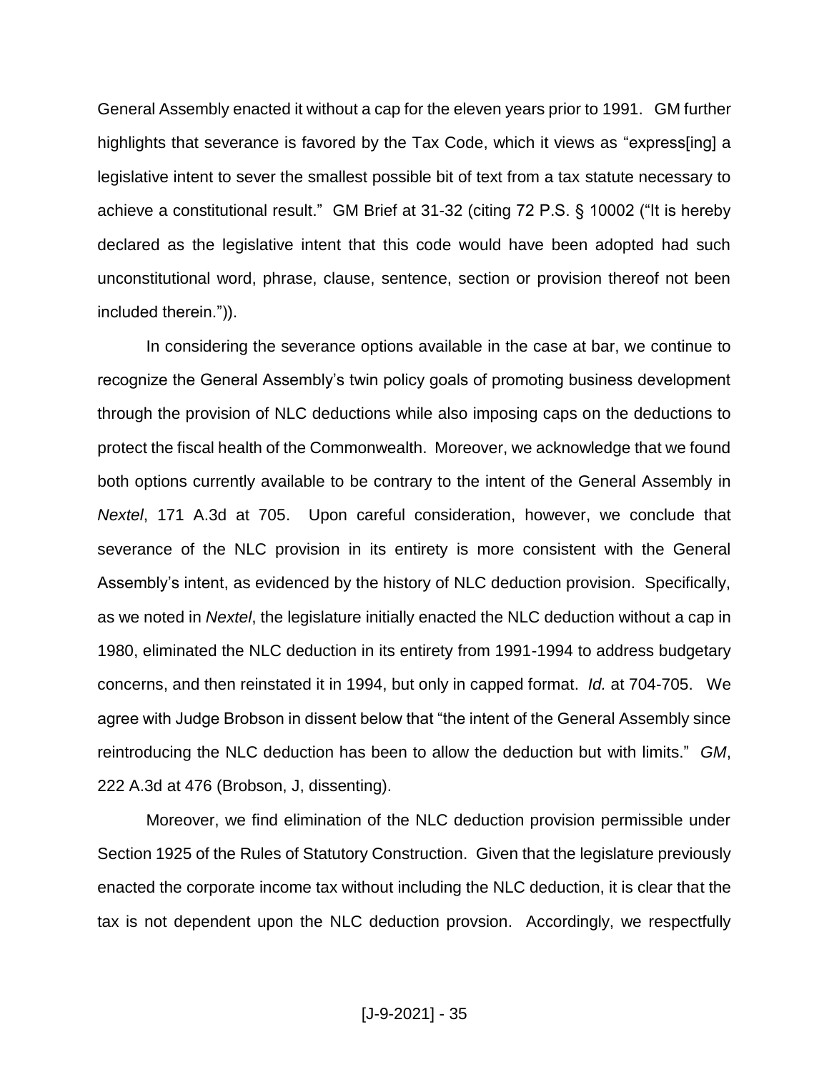General Assembly enacted it without a cap for the eleven years prior to 1991. GM further highlights that severance is favored by the Tax Code, which it views as "express[ing] a legislative intent to sever the smallest possible bit of text from a tax statute necessary to achieve a constitutional result." GM Brief at 31-32 (citing 72 P.S. § 10002 ("It is hereby declared as the legislative intent that this code would have been adopted had such unconstitutional word, phrase, clause, sentence, section or provision thereof not been included therein.")).

In considering the severance options available in the case at bar, we continue to recognize the General Assembly's twin policy goals of promoting business development through the provision of NLC deductions while also imposing caps on the deductions to protect the fiscal health of the Commonwealth. Moreover, we acknowledge that we found both options currently available to be contrary to the intent of the General Assembly in *Nextel*, 171 A.3d at 705. Upon careful consideration, however, we conclude that severance of the NLC provision in its entirety is more consistent with the General Assembly's intent, as evidenced by the history of NLC deduction provision. Specifically, as we noted in *Nextel*, the legislature initially enacted the NLC deduction without a cap in 1980, eliminated the NLC deduction in its entirety from 1991-1994 to address budgetary concerns, and then reinstated it in 1994, but only in capped format. *Id.* at 704-705. We agree with Judge Brobson in dissent below that "the intent of the General Assembly since reintroducing the NLC deduction has been to allow the deduction but with limits." *GM*, 222 A.3d at 476 (Brobson, J, dissenting).

Moreover, we find elimination of the NLC deduction provision permissible under Section 1925 of the Rules of Statutory Construction. Given that the legislature previously enacted the corporate income tax without including the NLC deduction, it is clear that the tax is not dependent upon the NLC deduction provsion. Accordingly, we respectfully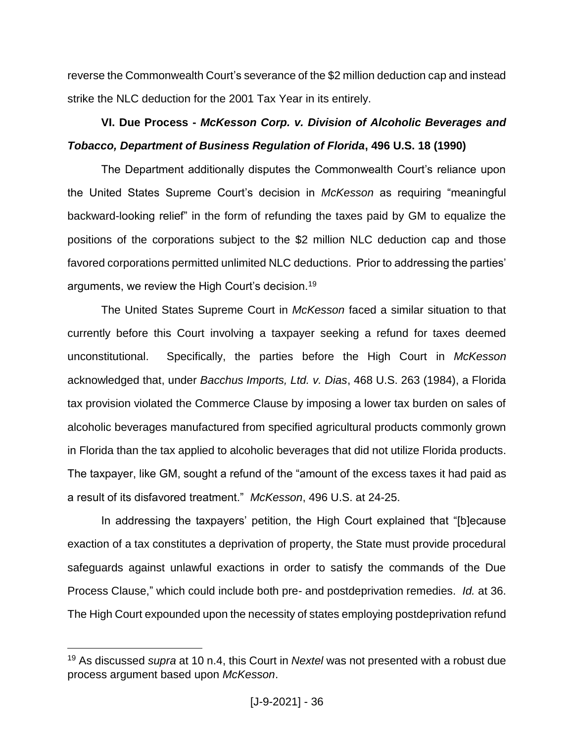reverse the Commonwealth Court's severance of the $2 million deduction cap and instead strike the NLC deduction for the 2001 Tax Year in its entirely.

### VI. Due Process - *McKesson Corp. v. Division of Alcoholic Beverages and Tobacco, Department of Business Regulation of Florida*, 496 U.S. 18 (1990)

The Department additionally disputes the Commonwealth Court's reliance upon the United States Supreme Court's decision in *McKesson* as requiring "meaningful backward-looking relief" in the form of refunding the taxes paid by GM to equalize the positions of the corporations subject to the $2 million NLC deduction cap and those favored corporations permitted unlimited NLC deductions. Prior to addressing the parties' arguments, we review the High Court's decision.[19]

The United States Supreme Court in *McKesson* faced a similar situation to that currently before this Court involving a taxpayer seeking a refund for taxes deemed unconstitutional. Specifically, the parties before the High Court in *McKesson* acknowledged that, under *Bacchus Imports, Ltd. v. Dias*, 468 U.S. 263 (1984), a Florida tax provision violated the Commerce Clause by imposing a lower tax burden on sales of alcoholic beverages manufactured from specified agricultural products commonly grown in Florida than the tax applied to alcoholic beverages that did not utilize Florida products. The taxpayer, like GM, sought a refund of the "amount of the excess taxes it had paid as a result of its disfavored treatment." *McKesson*, 496 U.S. at 24-25.

In addressing the taxpayers' petition, the High Court explained that "[b]ecause exaction of a tax constitutes a deprivation of property, the State must provide procedural safeguards against unlawful exactions in order to satisfy the commands of the Due Process Clause," which could include both pre- and postdeprivation remedies. *Id.* at 36. The High Court expounded upon the necessity of states employing postdeprivation refund

---

[19] As discussed *supra* at 10 n.4, this Court in *Nextel* was not presented with a robust due process argument based upon *McKesson*.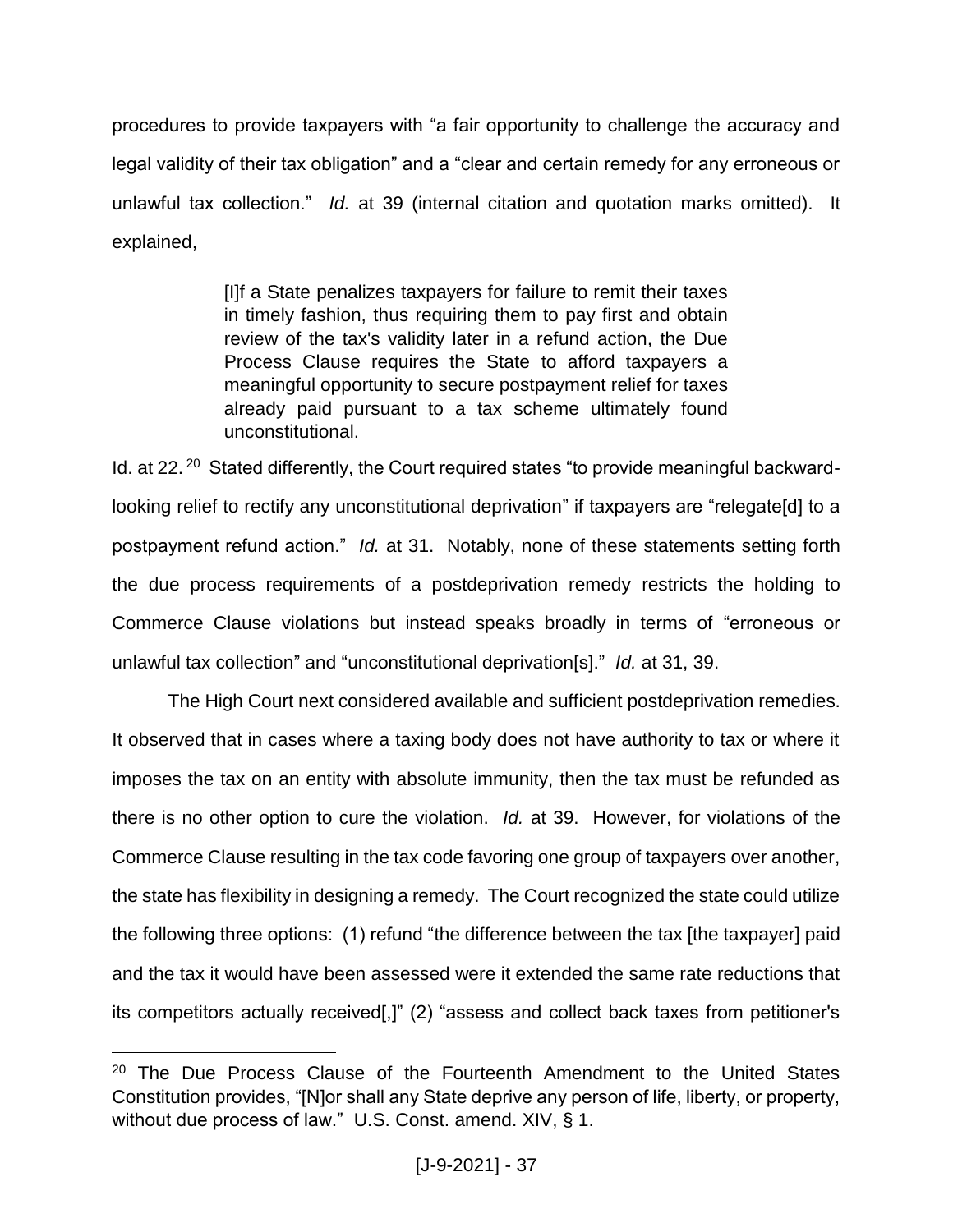procedures to provide taxpayers with "a fair opportunity to challenge the accuracy and legal validity of their tax obligation" and a "clear and certain remedy for any erroneous or unlawful tax collection." *Id.* at 39 (internal citation and quotation marks omitted). It explained,

> [I]f a State penalizes taxpayers for failure to remit their taxes in timely fashion, thus requiring them to pay first and obtain review of the tax's validity later in a refund action, the Due Process Clause requires the State to afford taxpayers a meaningful opportunity to secure postpayment relief for taxes already paid pursuant to a tax scheme ultimately found unconstitutional.

Id. at 22.[20] Stated differently, the Court required states "to provide meaningful backward-looking relief to rectify any unconstitutional deprivation" if taxpayers are "relegate[d] to a postpayment refund action." *Id.* at 31. Notably, none of these statements setting forth the due process requirements of a postdeprivation remedy restricts the holding to Commerce Clause violations but instead speaks broadly in terms of "erroneous or unlawful tax collection" and "unconstitutional deprivation[s]." *Id.* at 31, 39.

The High Court next considered available and sufficient postdeprivation remedies. It observed that in cases where a taxing body does not have authority to tax or where it imposes the tax on an entity with absolute immunity, then the tax must be refunded as there is no other option to cure the violation. *Id.* at 39. However, for violations of the Commerce Clause resulting in the tax code favoring one group of taxpayers over another, the state has flexibility in designing a remedy. The Court recognized the state could utilize the following three options: (1) refund "the difference between the tax [the taxpayer] paid and the tax it would have been assessed were it extended the same rate reductions that its competitors actually received[,]" (2) "assess and collect back taxes from petitioner's

---

[20] The Due Process Clause of the Fourteenth Amendment to the United States Constitution provides, "[N]or shall any State deprive any person of life, liberty, or property, without due process of law." U.S. Const. amend. XIV, § 1.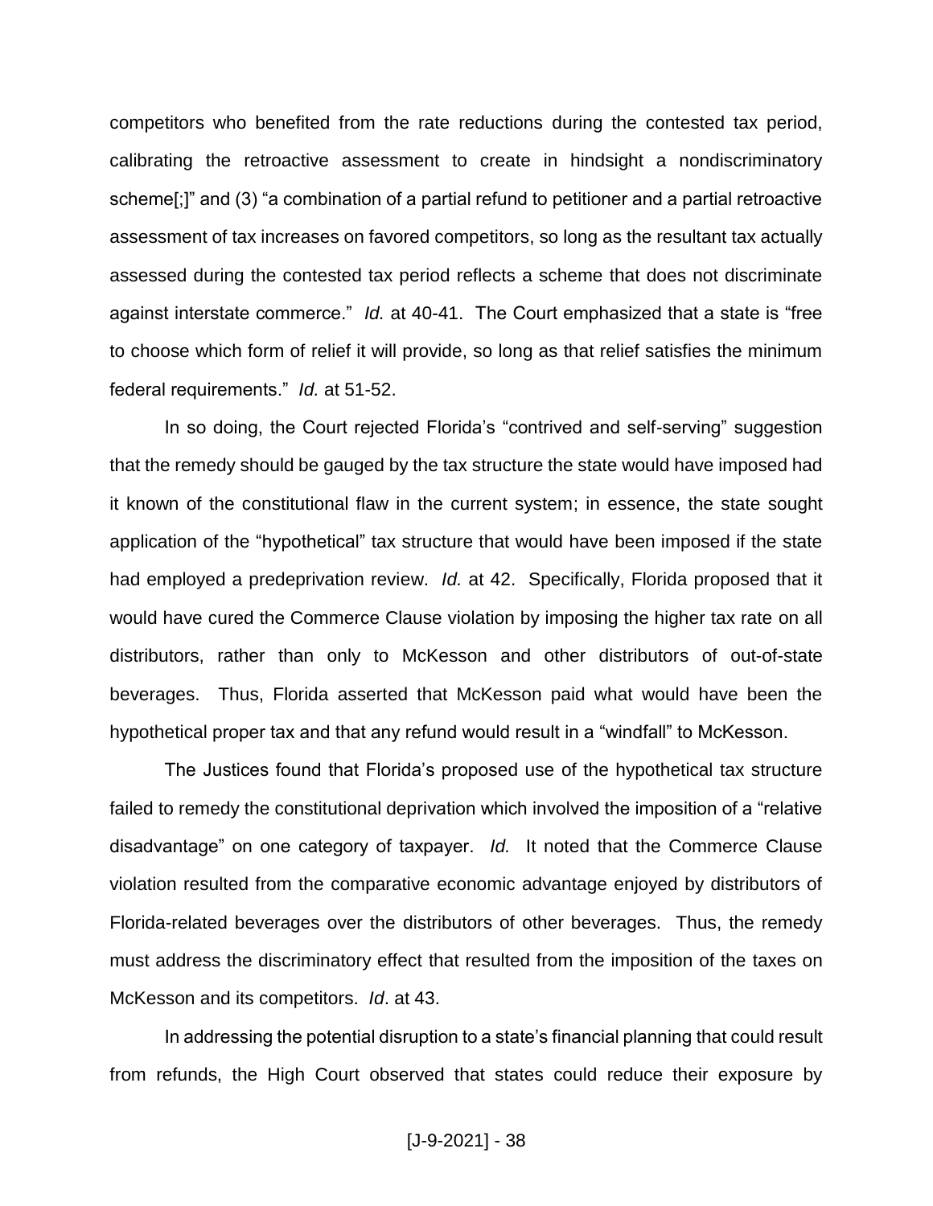competitors who benefited from the rate reductions during the contested tax period, calibrating the retroactive assessment to create in hindsight a nondiscriminatory scheme[;]" and (3) "a combination of a partial refund to petitioner and a partial retroactive assessment of tax increases on favored competitors, so long as the resultant tax actually assessed during the contested tax period reflects a scheme that does not discriminate against interstate commerce." *Id.* at 40-41. The Court emphasized that a state is "free to choose which form of relief it will provide, so long as that relief satisfies the minimum federal requirements." *Id.* at 51-52.

In so doing, the Court rejected Florida's "contrived and self-serving" suggestion that the remedy should be gauged by the tax structure the state would have imposed had it known of the constitutional flaw in the current system; in essence, the state sought application of the "hypothetical" tax structure that would have been imposed if the state had employed a predeprivation review. *Id.* at 42. Specifically, Florida proposed that it would have cured the Commerce Clause violation by imposing the higher tax rate on all distributors, rather than only to McKesson and other distributors of out-of-state beverages. Thus, Florida asserted that McKesson paid what would have been the hypothetical proper tax and that any refund would result in a "windfall" to McKesson.

The Justices found that Florida's proposed use of the hypothetical tax structure failed to remedy the constitutional deprivation which involved the imposition of a "relative disadvantage" on one category of taxpayer. *Id.* It noted that the Commerce Clause violation resulted from the comparative economic advantage enjoyed by distributors of Florida-related beverages over the distributors of other beverages. Thus, the remedy must address the discriminatory effect that resulted from the imposition of the taxes on McKesson and its competitors. *Id*. at 43.

In addressing the potential disruption to a state's financial planning that could result from refunds, the High Court observed that states could reduce their exposure by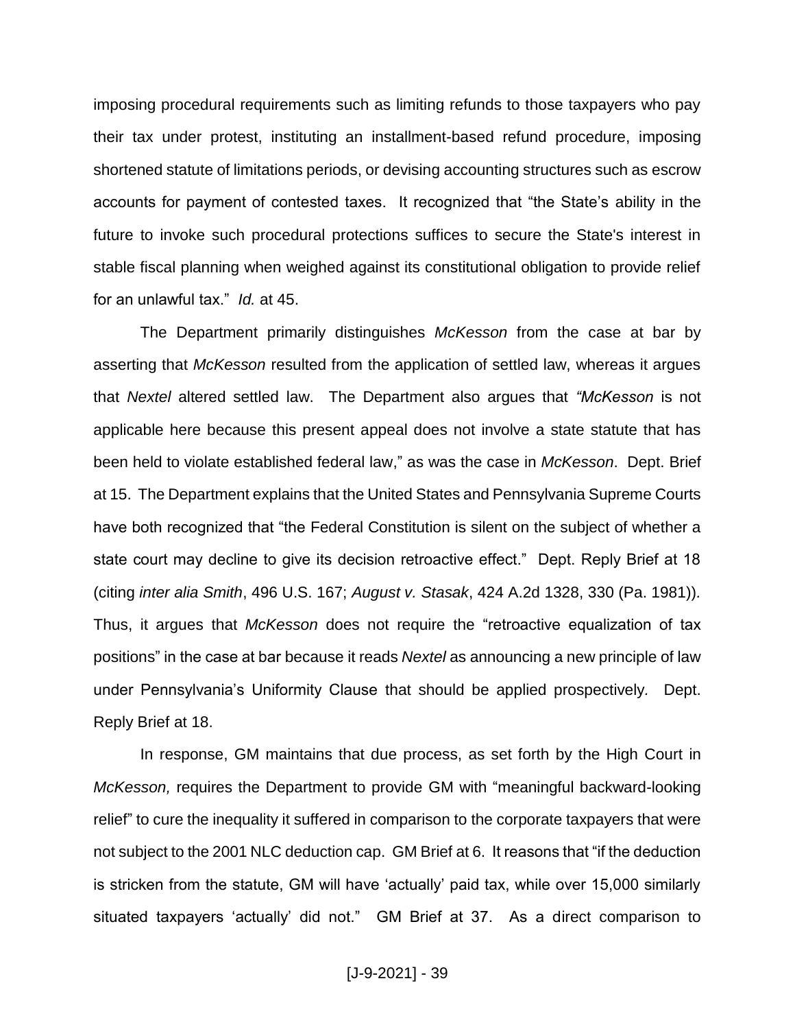imposing procedural requirements such as limiting refunds to those taxpayers who pay their tax under protest, instituting an installment-based refund procedure, imposing shortened statute of limitations periods, or devising accounting structures such as escrow accounts for payment of contested taxes. It recognized that "the State's ability in the future to invoke such procedural protections suffices to secure the State's interest in stable fiscal planning when weighed against its constitutional obligation to provide relief for an unlawful tax." *Id.* at 45.

The Department primarily distinguishes *McKesson* from the case at bar by asserting that *McKesson* resulted from the application of settled law, whereas it argues that *Nextel* altered settled law. The Department also argues that *"McKesson* is not applicable here because this present appeal does not involve a state statute that has been held to violate established federal law," as was the case in *McKesson*. Dept. Brief at 15. The Department explains that the United States and Pennsylvania Supreme Courts have both recognized that "the Federal Constitution is silent on the subject of whether a state court may decline to give its decision retroactive effect." Dept. Reply Brief at 18 (citing *inter alia Smith*, 496 U.S. 167; *August v. Stasak*, 424 A.2d 1328, 330 (Pa. 1981)). Thus, it argues that *McKesson* does not require the "retroactive equalization of tax positions" in the case at bar because it reads *Nextel* as announcing a new principle of law under Pennsylvania's Uniformity Clause that should be applied prospectively. Dept. Reply Brief at 18.

In response, GM maintains that due process, as set forth by the High Court in *McKesson,* requires the Department to provide GM with "meaningful backward-looking relief" to cure the inequality it suffered in comparison to the corporate taxpayers that were not subject to the 2001 NLC deduction cap. GM Brief at 6. It reasons that "if the deduction is stricken from the statute, GM will have 'actually' paid tax, while over 15,000 similarly situated taxpayers 'actually' did not." GM Brief at 37. As a direct comparison to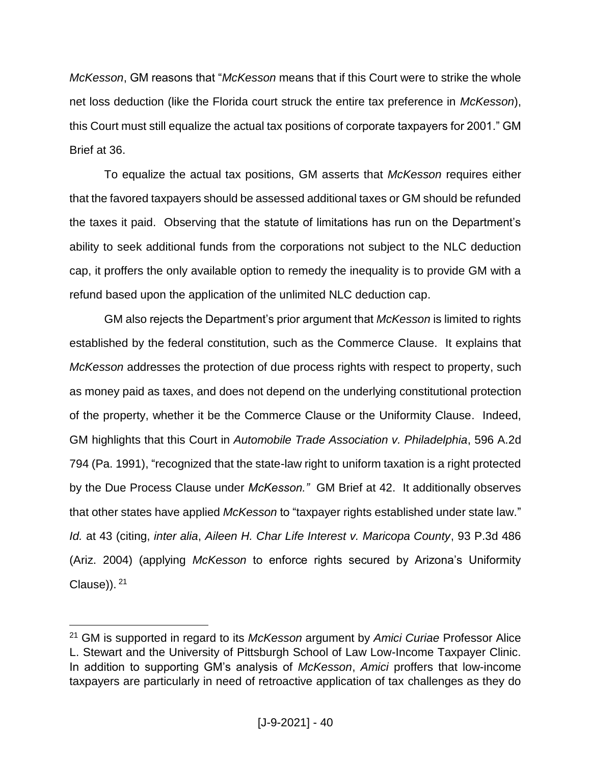*McKesson*, GM reasons that "*McKesson* means that if this Court were to strike the whole net loss deduction (like the Florida court struck the entire tax preference in *McKesson*), this Court must still equalize the actual tax positions of corporate taxpayers for 2001." GM Brief at 36.

To equalize the actual tax positions, GM asserts that *McKesson* requires either that the favored taxpayers should be assessed additional taxes or GM should be refunded the taxes it paid. Observing that the statute of limitations has run on the Department's ability to seek additional funds from the corporations not subject to the NLC deduction cap, it proffers the only available option to remedy the inequality is to provide GM with a refund based upon the application of the unlimited NLC deduction cap.

GM also rejects the Department's prior argument that *McKesson* is limited to rights established by the federal constitution, such as the Commerce Clause. It explains that *McKesson* addresses the protection of due process rights with respect to property, such as money paid as taxes, and does not depend on the underlying constitutional protection of the property, whether it be the Commerce Clause or the Uniformity Clause. Indeed, GM highlights that this Court in *Automobile Trade Association v. Philadelphia*, 596 A.2d 794 (Pa. 1991), "recognized that the state-law right to uniform taxation is a right protected by the Due Process Clause under *McKesson.*" GM Brief at 42. It additionally observes that other states have applied *McKesson* to "taxpayer rights established under state law." *Id.* at 43 (citing, *inter alia*, *Aileen H. Char Life Interest v. Maricopa County*, 93 P.3d 486 (Ariz. 2004) (applying *McKesson* to enforce rights secured by Arizona's Uniformity Clause)).[21]

---

[21] GM is supported in regard to its *McKesson* argument by *Amici Curiae* Professor Alice L. Stewart and the University of Pittsburgh School of Law Low-Income Taxpayer Clinic. In addition to supporting GM's analysis of *McKesson*, *Amici* proffers that low-income taxpayers are particularly in need of retroactive application of tax challenges as they do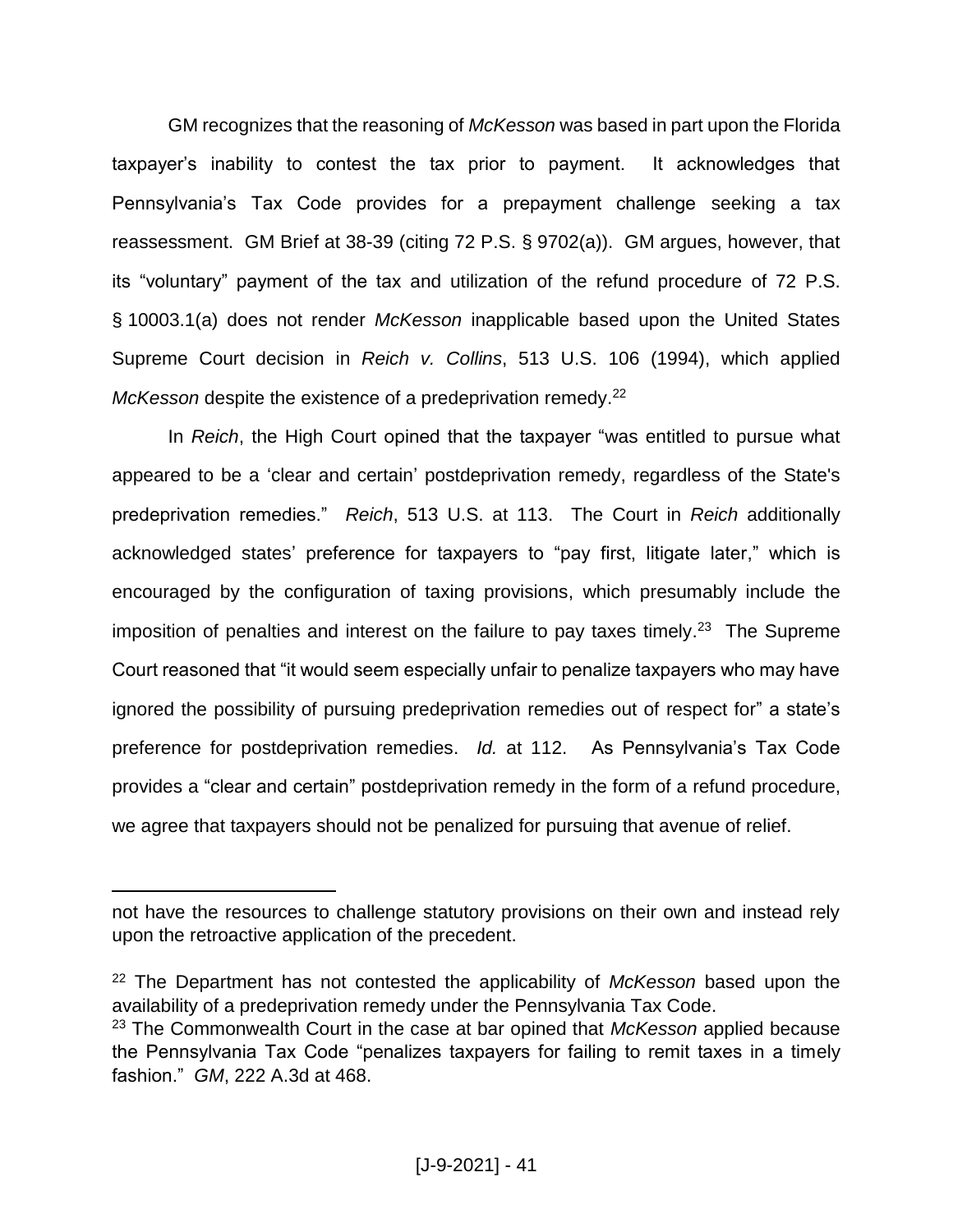GM recognizes that the reasoning of *McKesson* was based in part upon the Florida taxpayer's inability to contest the tax prior to payment. It acknowledges that Pennsylvania's Tax Code provides for a prepayment challenge seeking a tax reassessment. GM Brief at 38-39 (citing 72 P.S. § 9702(a)). GM argues, however, that its "voluntary" payment of the tax and utilization of the refund procedure of 72 P.S. § 10003.1(a) does not render *McKesson* inapplicable based upon the United States Supreme Court decision in *Reich v. Collins*, 513 U.S. 106 (1994), which applied *McKesson* despite the existence of a predeprivation remedy.[22]

In *Reich*, the High Court opined that the taxpayer "was entitled to pursue what appeared to be a 'clear and certain' postdeprivation remedy, regardless of the State's predeprivation remedies." *Reich*, 513 U.S. at 113. The Court in *Reich* additionally acknowledged states' preference for taxpayers to "pay first, litigate later," which is encouraged by the configuration of taxing provisions, which presumably include the imposition of penalties and interest on the failure to pay taxes timely.[23] The Supreme Court reasoned that "it would seem especially unfair to penalize taxpayers who may have ignored the possibility of pursuing predeprivation remedies out of respect for" a state's preference for postdeprivation remedies. *Id.* at 112. As Pennsylvania's Tax Code provides a "clear and certain" postdeprivation remedy in the form of a refund procedure, we agree that taxpayers should not be penalized for pursuing that avenue of relief.

---

not have the resources to challenge statutory provisions on their own and instead rely upon the retroactive application of the precedent.

[22] The Department has not contested the applicability of *McKesson* based upon the availability of a predeprivation remedy under the Pennsylvania Tax Code.

[23] The Commonwealth Court in the case at bar opined that *McKesson* applied because the Pennsylvania Tax Code "penalizes taxpayers for failing to remit taxes in a timely fashion." *GM*, 222 A.3d at 468.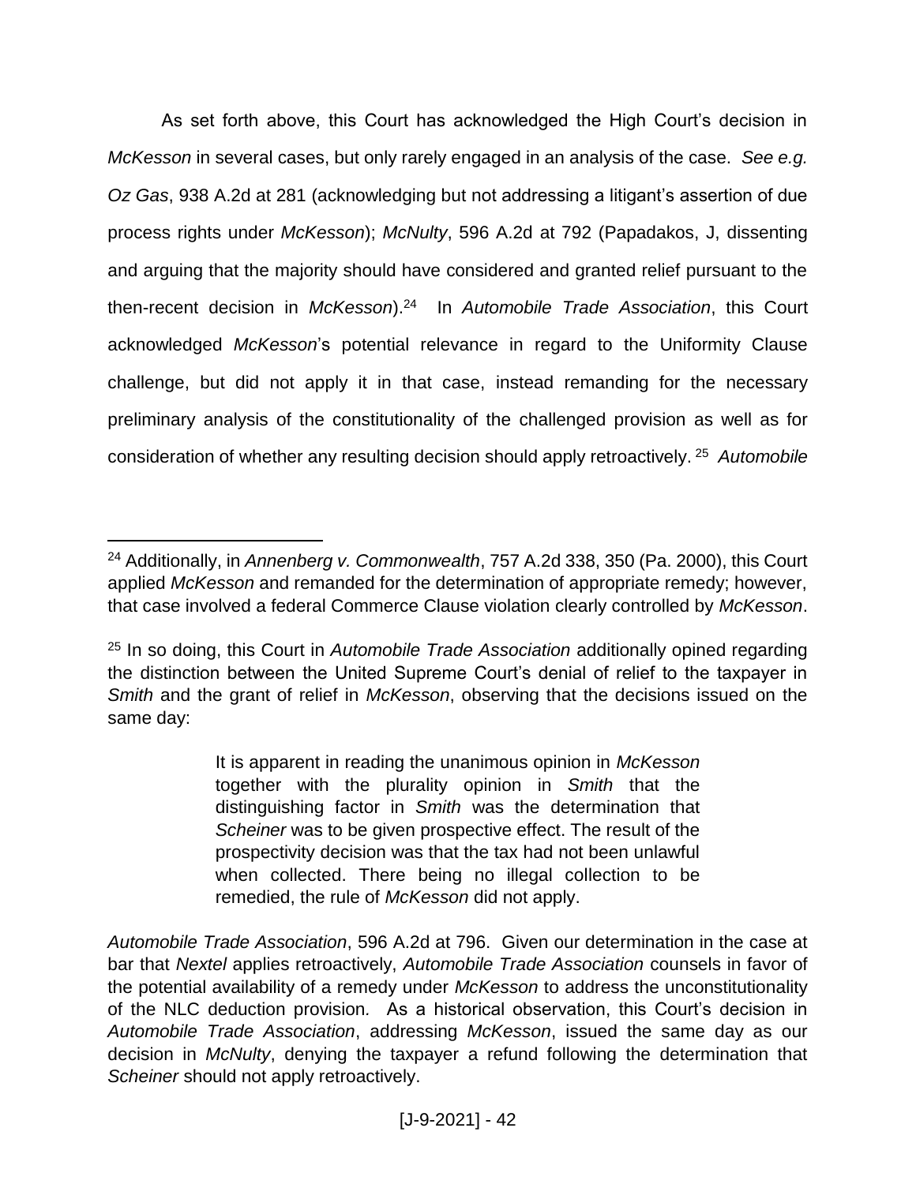As set forth above, this Court has acknowledged the High Court's decision in *McKesson* in several cases, but only rarely engaged in an analysis of the case. *See e.g. Oz Gas*, 938 A.2d at 281 (acknowledging but not addressing a litigant's assertion of due process rights under *McKesson*); *McNulty*, 596 A.2d at 792 (Papadakos, J, dissenting and arguing that the majority should have considered and granted relief pursuant to the then-recent decision in *McKesson*).[24] In *Automobile Trade Association*, this Court acknowledged *McKesson*'s potential relevance in regard to the Uniformity Clause challenge, but did not apply it in that case, instead remanding for the necessary preliminary analysis of the constitutionality of the challenged provision as well as for consideration of whether any resulting decision should apply retroactively.[25] *Automobile*

---

[24] Additionally, in *Annenberg v. Commonwealth*, 757 A.2d 338, 350 (Pa. 2000), this Court applied *McKesson* and remanded for the determination of appropriate remedy; however, that case involved a federal Commerce Clause violation clearly controlled by *McKesson*.

[25] In so doing, this Court in *Automobile Trade Association* additionally opined regarding the distinction between the United Supreme Court's denial of relief to the taxpayer in *Smith* and the grant of relief in *McKesson*, observing that the decisions issued on the same day:

> It is apparent in reading the unanimous opinion in *McKesson* together with the plurality opinion in *Smith* that the distinguishing factor in *Smith* was the determination that *Scheiner* was to be given prospective effect. The result of the prospectivity decision was that the tax had not been unlawful when collected. There being no illegal collection to be remedied, the rule of *McKesson* did not apply.

*Automobile Trade Association*, 596 A.2d at 796. Given our determination in the case at bar that *Nextel* applies retroactively, *Automobile Trade Association* counsels in favor of the potential availability of a remedy under *McKesson* to address the unconstitutionality of the NLC deduction provision. As a historical observation, this Court's decision in *Automobile Trade Association*, addressing *McKesson*, issued the same day as our decision in *McNulty*, denying the taxpayer a refund following the determination that *Scheiner* should not apply retroactively.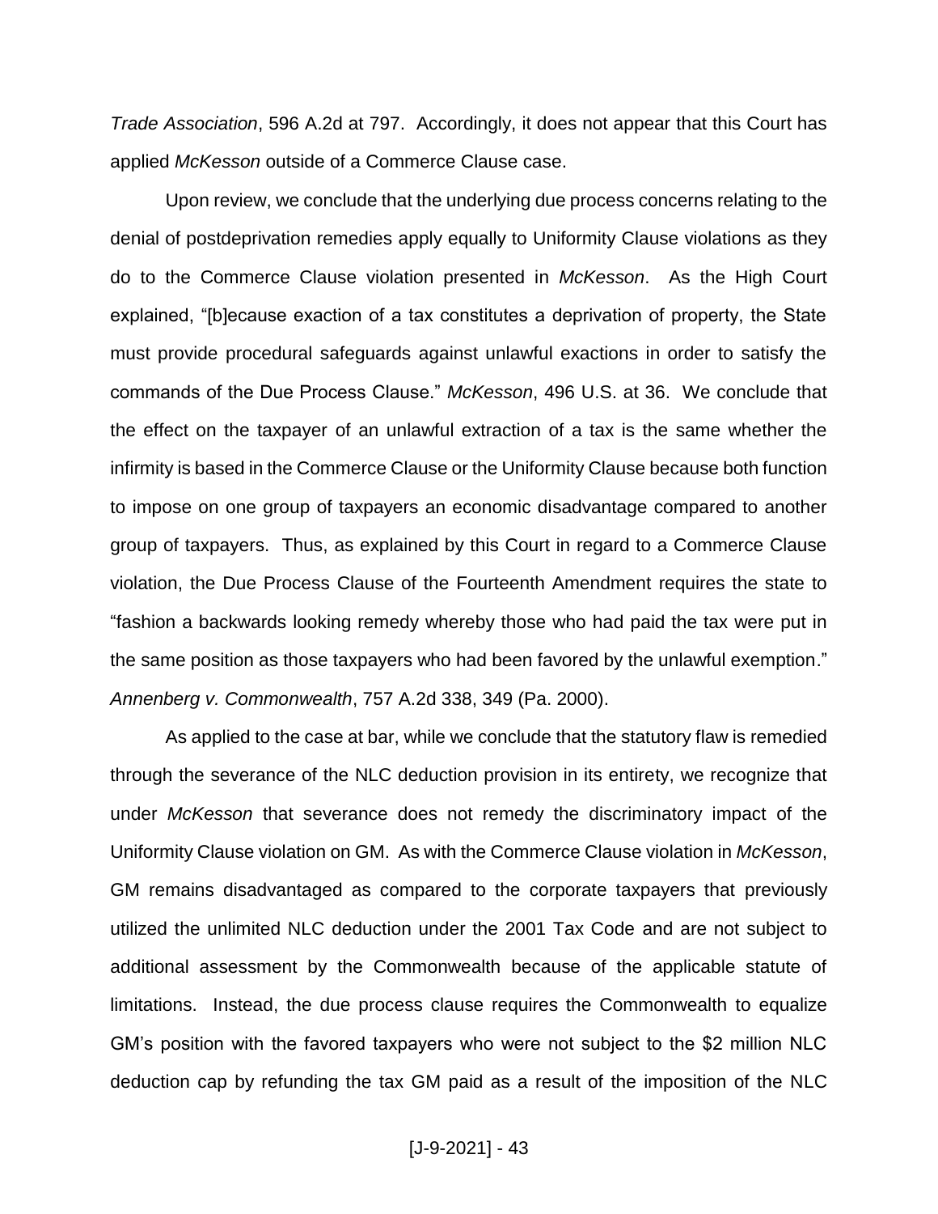*Trade Association*, 596 A.2d at 797. Accordingly, it does not appear that this Court has applied *McKesson* outside of a Commerce Clause case.

Upon review, we conclude that the underlying due process concerns relating to the denial of postdeprivation remedies apply equally to Uniformity Clause violations as they do to the Commerce Clause violation presented in *McKesson*. As the High Court explained, "[b]ecause exaction of a tax constitutes a deprivation of property, the State must provide procedural safeguards against unlawful exactions in order to satisfy the commands of the Due Process Clause." *McKesson*, 496 U.S. at 36. We conclude that the effect on the taxpayer of an unlawful extraction of a tax is the same whether the infirmity is based in the Commerce Clause or the Uniformity Clause because both function to impose on one group of taxpayers an economic disadvantage compared to another group of taxpayers. Thus, as explained by this Court in regard to a Commerce Clause violation, the Due Process Clause of the Fourteenth Amendment requires the state to "fashion a backwards looking remedy whereby those who had paid the tax were put in the same position as those taxpayers who had been favored by the unlawful exemption." *Annenberg v. Commonwealth*, 757 A.2d 338, 349 (Pa. 2000).

As applied to the case at bar, while we conclude that the statutory flaw is remedied through the severance of the NLC deduction provision in its entirety, we recognize that under *McKesson* that severance does not remedy the discriminatory impact of the Uniformity Clause violation on GM. As with the Commerce Clause violation in *McKesson*, GM remains disadvantaged as compared to the corporate taxpayers that previously utilized the unlimited NLC deduction under the 2001 Tax Code and are not subject to additional assessment by the Commonwealth because of the applicable statute of limitations. Instead, the due process clause requires the Commonwealth to equalize GM's position with the favored taxpayers who were not subject to the $2 million NLC deduction cap by refunding the tax GM paid as a result of the imposition of the NLC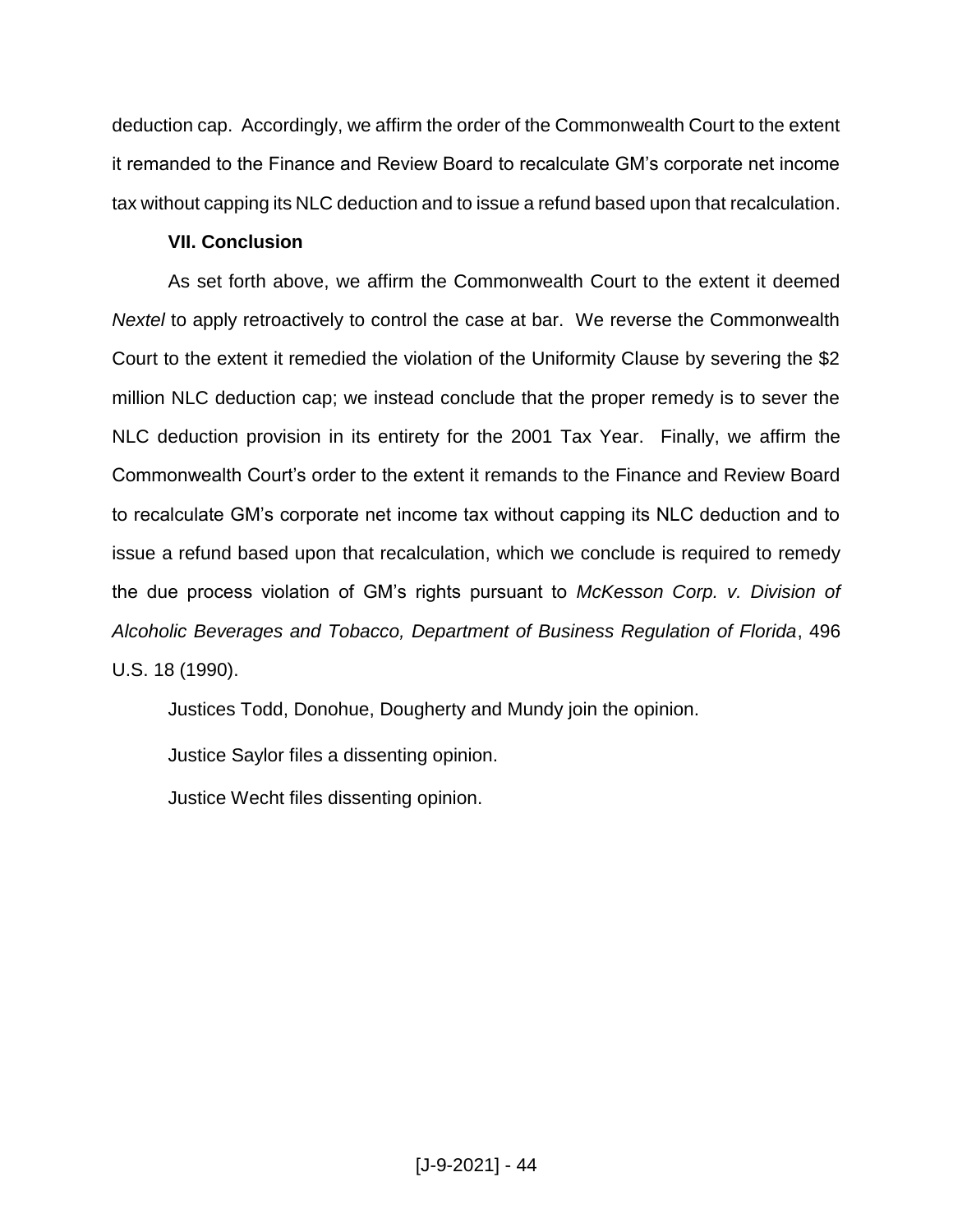deduction cap. Accordingly, we affirm the order of the Commonwealth Court to the extent it remanded to the Finance and Review Board to recalculate GM's corporate net income tax without capping its NLC deduction and to issue a refund based upon that recalculation.

**VII. Conclusion**

As set forth above, we affirm the Commonwealth Court to the extent it deemed *Nextel* to apply retroactively to control the case at bar. We reverse the Commonwealth Court to the extent it remedied the violation of the Uniformity Clause by severing the $2 million NLC deduction cap; we instead conclude that the proper remedy is to sever the NLC deduction provision in its entirety for the 2001 Tax Year. Finally, we affirm the Commonwealth Court's order to the extent it remands to the Finance and Review Board to recalculate GM's corporate net income tax without capping its NLC deduction and to issue a refund based upon that recalculation, which we conclude is required to remedy the due process violation of GM's rights pursuant to *McKesson Corp. v. Division of Alcoholic Beverages and Tobacco, Department of Business Regulation of Florida*, 496 U.S. 18 (1990).

Justices Todd, Donohue, Dougherty and Mundy join the opinion.

Justice Saylor files a dissenting opinion.

Justice Wecht files dissenting opinion.